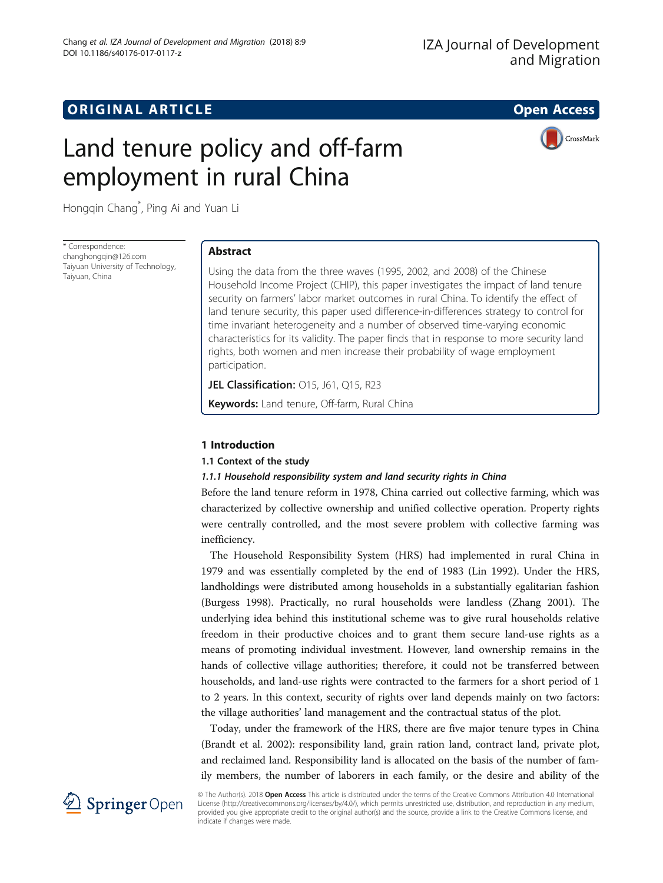# ORIGINAL ARTICLE

# Land tenure policy and off-farm employment in rural China

Hongqin Chang*, Ping Ai and Yuan Li

* Correspondence: changhongqin@126.com
Taiyuan University of Technology, Taiyuan, China

## Abstract

Using the data from the three waves (1995, 2002, and 2008) of the Chinese Household Income Project (CHIP), this paper investigates the impact of land tenure security on farmers' labor market outcomes in rural China. To identify the effect of land tenure security, this paper used difference-in-differences strategy to control for time invariant heterogeneity and a number of observed time-varying economic characteristics for its validity. The paper finds that in response to more security land rights, both women and men increase their probability of wage employment participation.

**JEL Classification:** O15, J61, Q15, R23

**Keywords:** Land tenure, Off-farm, Rural China

## 1 Introduction

### 1.1 Context of the study

#### *1.1.1 Household responsibility system and land security rights in China*

Before the land tenure reform in 1978, China carried out collective farming, which was characterized by collective ownership and unified collective operation. Property rights were centrally controlled, and the most severe problem with collective farming was inefficiency.

The Household Responsibility System (HRS) had implemented in rural China in 1979 and was essentially completed by the end of 1983 (Lin 1992). Under the HRS, landholdings were distributed among households in a substantially egalitarian fashion (Burgess 1998). Practically, no rural households were landless (Zhang 2001). The underlying idea behind this institutional scheme was to give rural households relative freedom in their productive choices and to grant them secure land-use rights as a means of promoting individual investment. However, land ownership remains in the hands of collective village authorities; therefore, it could not be transferred between households, and land-use rights were contracted to the farmers for a short period of 1 to 2 years. In this context, security of rights over land depends mainly on two factors: the village authorities' land management and the contractual status of the plot.

Today, under the framework of the HRS, there are five major tenure types in China (Brandt et al. 2002): responsibility land, grain ration land, contract land, private plot, and reclaimed land. Responsibility land is allocated on the basis of the number of family members, the number of laborers in each family, or the desire and ability of the

© The Author(s). 2018 **Open Access** This article is distributed under the terms of the Creative Commons Attribution 4.0 International License (http://creativecommons.org/licenses/by/4.0/), which permits unrestricted use, distribution, and reproduction in any medium, provided you give appropriate credit to the original author(s) and the source, provide a link to the Creative Commons license, and indicate if changes were made.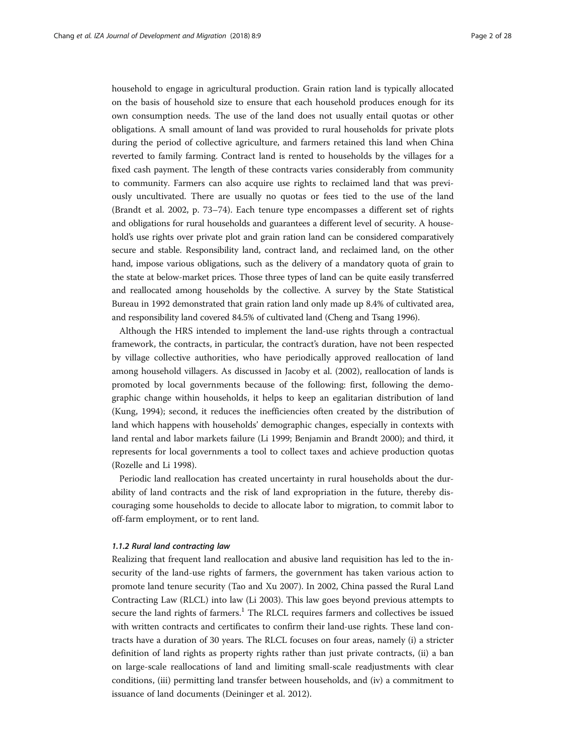household to engage in agricultural production. Grain ration land is typically allocated on the basis of household size to ensure that each household produces enough for its own consumption needs. The use of the land does not usually entail quotas or other obligations. A small amount of land was provided to rural households for private plots during the period of collective agriculture, and farmers retained this land when China reverted to family farming. Contract land is rented to households by the villages for a fixed cash payment. The length of these contracts varies considerably from community to community. Farmers can also acquire use rights to reclaimed land that was previously uncultivated. There are usually no quotas or fees tied to the use of the land (Brandt et al. 2002, p. 73–74). Each tenure type encompasses a different set of rights and obligations for rural households and guarantees a different level of security. A household's use rights over private plot and grain ration land can be considered comparatively secure and stable. Responsibility land, contract land, and reclaimed land, on the other hand, impose various obligations, such as the delivery of a mandatory quota of grain to the state at below-market prices. Those three types of land can be quite easily transferred and reallocated among households by the collective. A survey by the State Statistical Bureau in 1992 demonstrated that grain ration land only made up 8.4% of cultivated area, and responsibility land covered 84.5% of cultivated land (Cheng and Tsang 1996).

Although the HRS intended to implement the land-use rights through a contractual framework, the contracts, in particular, the contract's duration, have not been respected by village collective authorities, who have periodically approved reallocation of land among household villagers. As discussed in Jacoby et al. (2002), reallocation of lands is promoted by local governments because of the following: first, following the demographic change within households, it helps to keep an egalitarian distribution of land (Kung, 1994); second, it reduces the inefficiencies often created by the distribution of land which happens with households' demographic changes, especially in contexts with land rental and labor markets failure (Li 1999; Benjamin and Brandt 2000); and third, it represents for local governments a tool to collect taxes and achieve production quotas (Rozelle and Li 1998).

Periodic land reallocation has created uncertainty in rural households about the durability of land contracts and the risk of land expropriation in the future, thereby discouraging some households to decide to allocate labor to migration, to commit labor to off-farm employment, or to rent land.

#### *1.1.2 Rural land contracting law*

Realizing that frequent land reallocation and abusive land requisition has led to the insecurity of the land-use rights of farmers, the government has taken various action to promote land tenure security (Tao and Xu 2007). In 2002, China passed the Rural Land Contracting Law (RLCL) into law (Li 2003). This law goes beyond previous attempts to secure the land rights of farmers.[1] The RLCL requires farmers and collectives be issued with written contracts and certificates to confirm their land-use rights. These land contracts have a duration of 30 years. The RLCL focuses on four areas, namely (i) a stricter definition of land rights as property rights rather than just private contracts, (ii) a ban on large-scale reallocations of land and limiting small-scale readjustments with clear conditions, (iii) permitting land transfer between households, and (iv) a commitment to issuance of land documents (Deininger et al. 2012).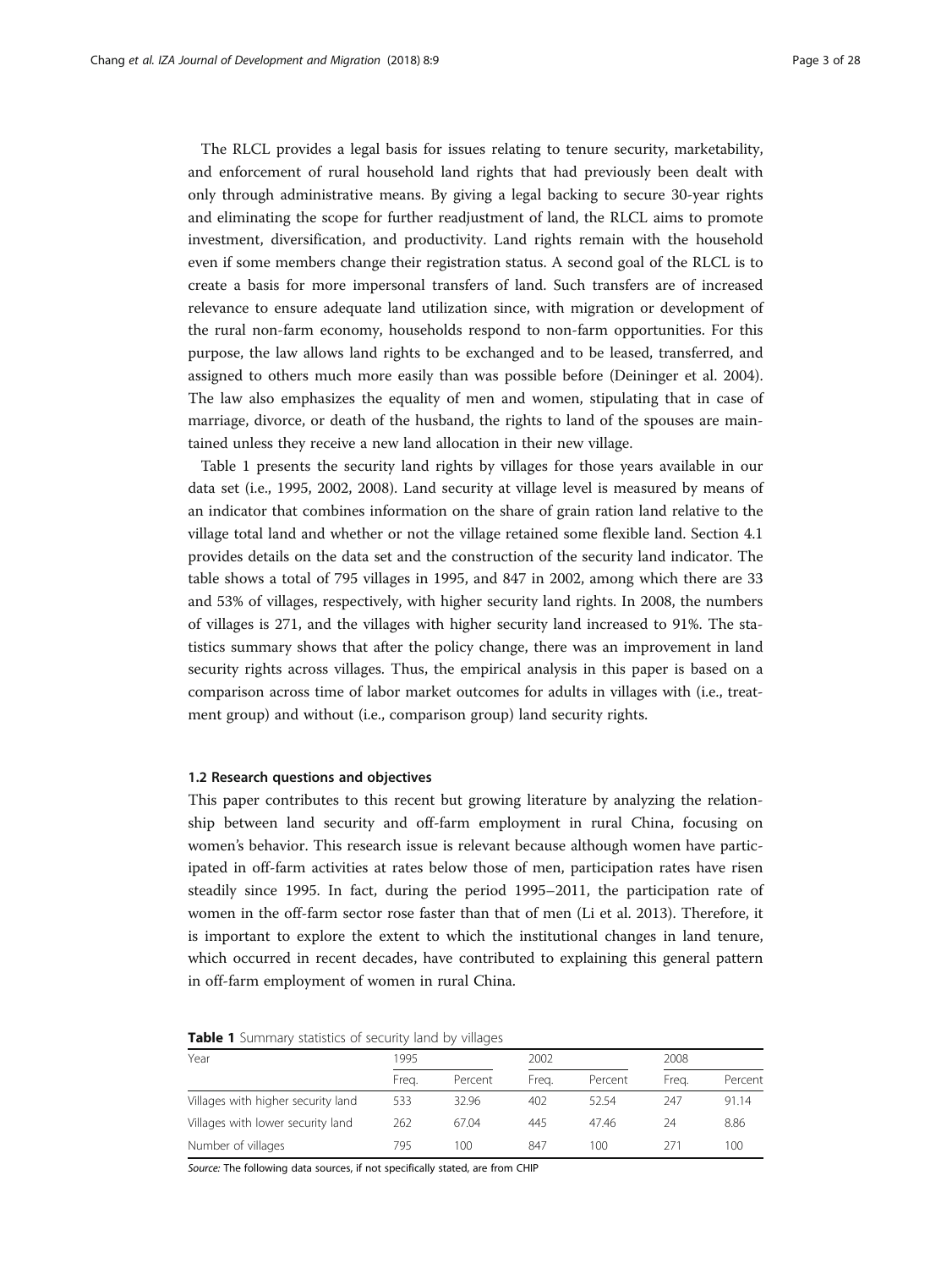The RLCL provides a legal basis for issues relating to tenure security, marketability, and enforcement of rural household land rights that had previously been dealt with only through administrative means. By giving a legal backing to secure 30-year rights and eliminating the scope for further readjustment of land, the RLCL aims to promote investment, diversification, and productivity. Land rights remain with the household even if some members change their registration status. A second goal of the RLCL is to create a basis for more impersonal transfers of land. Such transfers are of increased relevance to ensure adequate land utilization since, with migration or development of the rural non-farm economy, households respond to non-farm opportunities. For this purpose, the law allows land rights to be exchanged and to be leased, transferred, and assigned to others much more easily than was possible before (Deininger et al. 2004). The law also emphasizes the equality of men and women, stipulating that in case of marriage, divorce, or death of the husband, the rights to land of the spouses are maintained unless they receive a new land allocation in their new village.

Table 1 presents the security land rights by villages for those years available in our data set (i.e., 1995, 2002, 2008). Land security at village level is measured by means of an indicator that combines information on the share of grain ration land relative to the village total land and whether or not the village retained some flexible land. Section 4.1 provides details on the data set and the construction of the security land indicator. The table shows a total of 795 villages in 1995, and 847 in 2002, among which there are 33 and 53% of villages, respectively, with higher security land rights. In 2008, the numbers of villages is 271, and the villages with higher security land increased to 91%. The statistics summary shows that after the policy change, there was an improvement in land security rights across villages. Thus, the empirical analysis in this paper is based on a comparison across time of labor market outcomes for adults in villages with (i.e., treatment group) and without (i.e., comparison group) land security rights.

### 1.2 Research questions and objectives

This paper contributes to this recent but growing literature by analyzing the relationship between land security and off-farm employment in rural China, focusing on women's behavior. This research issue is relevant because although women have participated in off-farm activities at rates below those of men, participation rates have risen steadily since 1995. In fact, during the period 1995–2011, the participation rate of women in the off-farm sector rose faster than that of men (Li et al. 2013). Therefore, it is important to explore the extent to which the institutional changes in land tenure, which occurred in recent decades, have contributed to explaining this general pattern in off-farm employment of women in rural China.

**Table 1** Summary statistics of security land by villages

| Year | 1995 | | 2002 | | 2008 | |
|---|---|---|---|---|---|---|
| | Freq. | Percent | Freq. | Percent | Freq. | Percent |
| Villages with higher security land | 533 | 32.96 | 402 | 52.54 | 247 | 91.14 |
| Villages with lower security land | 262 | 67.04 | 445 | 47.46 | 24 | 8.86 |
| Number of villages | 795 | 100 | 847 | 100 | 271 | 100 |

*Source:* The following data sources, if not specifically stated, are from CHIP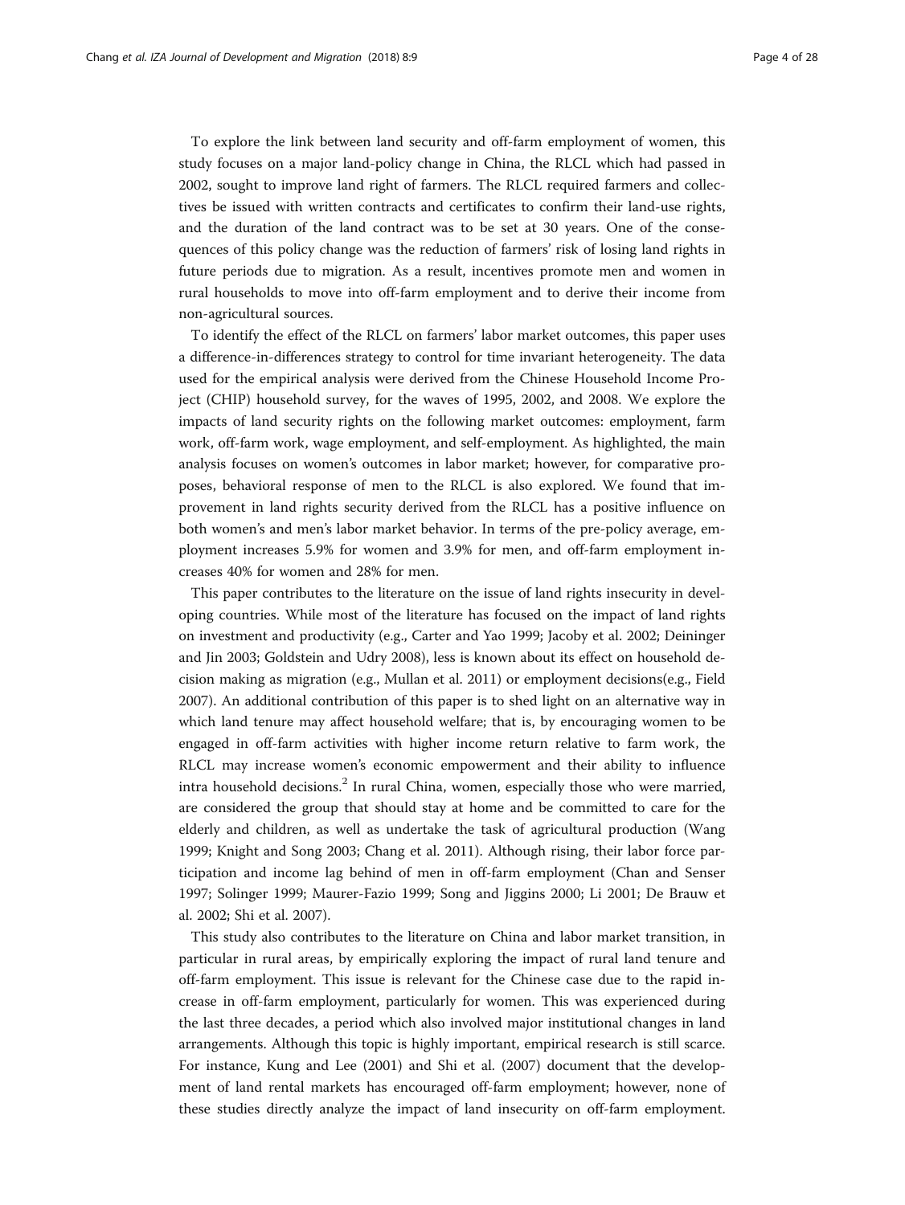To explore the link between land security and off-farm employment of women, this study focuses on a major land-policy change in China, the RLCL which had passed in 2002, sought to improve land right of farmers. The RLCL required farmers and collectives be issued with written contracts and certificates to confirm their land-use rights, and the duration of the land contract was to be set at 30 years. One of the consequences of this policy change was the reduction of farmers' risk of losing land rights in future periods due to migration. As a result, incentives promote men and women in rural households to move into off-farm employment and to derive their income from non-agricultural sources.

To identify the effect of the RLCL on farmers' labor market outcomes, this paper uses a difference-in-differences strategy to control for time invariant heterogeneity. The data used for the empirical analysis were derived from the Chinese Household Income Project (CHIP) household survey, for the waves of 1995, 2002, and 2008. We explore the impacts of land security rights on the following market outcomes: employment, farm work, off-farm work, wage employment, and self-employment. As highlighted, the main analysis focuses on women's outcomes in labor market; however, for comparative proposes, behavioral response of men to the RLCL is also explored. We found that improvement in land rights security derived from the RLCL has a positive influence on both women's and men's labor market behavior. In terms of the pre-policy average, employment increases 5.9% for women and 3.9% for men, and off-farm employment increases 40% for women and 28% for men.

This paper contributes to the literature on the issue of land rights insecurity in developing countries. While most of the literature has focused on the impact of land rights on investment and productivity (e.g., Carter and Yao 1999; Jacoby et al. 2002; Deininger and Jin 2003; Goldstein and Udry 2008), less is known about its effect on household decision making as migration (e.g., Mullan et al. 2011) or employment decisions(e.g., Field 2007). An additional contribution of this paper is to shed light on an alternative way in which land tenure may affect household welfare; that is, by encouraging women to be engaged in off-farm activities with higher income return relative to farm work, the RLCL may increase women's economic empowerment and their ability to influence intra household decisions.[2] In rural China, women, especially those who were married, are considered the group that should stay at home and be committed to care for the elderly and children, as well as undertake the task of agricultural production (Wang 1999; Knight and Song 2003; Chang et al. 2011). Although rising, their labor force participation and income lag behind of men in off-farm employment (Chan and Senser 1997; Solinger 1999; Maurer-Fazio 1999; Song and Jiggins 2000; Li 2001; De Brauw et al. 2002; Shi et al. 2007).

This study also contributes to the literature on China and labor market transition, in particular in rural areas, by empirically exploring the impact of rural land tenure and off-farm employment. This issue is relevant for the Chinese case due to the rapid increase in off-farm employment, particularly for women. This was experienced during the last three decades, a period which also involved major institutional changes in land arrangements. Although this topic is highly important, empirical research is still scarce. For instance, Kung and Lee (2001) and Shi et al. (2007) document that the development of land rental markets has encouraged off-farm employment; however, none of these studies directly analyze the impact of land insecurity on off-farm employment.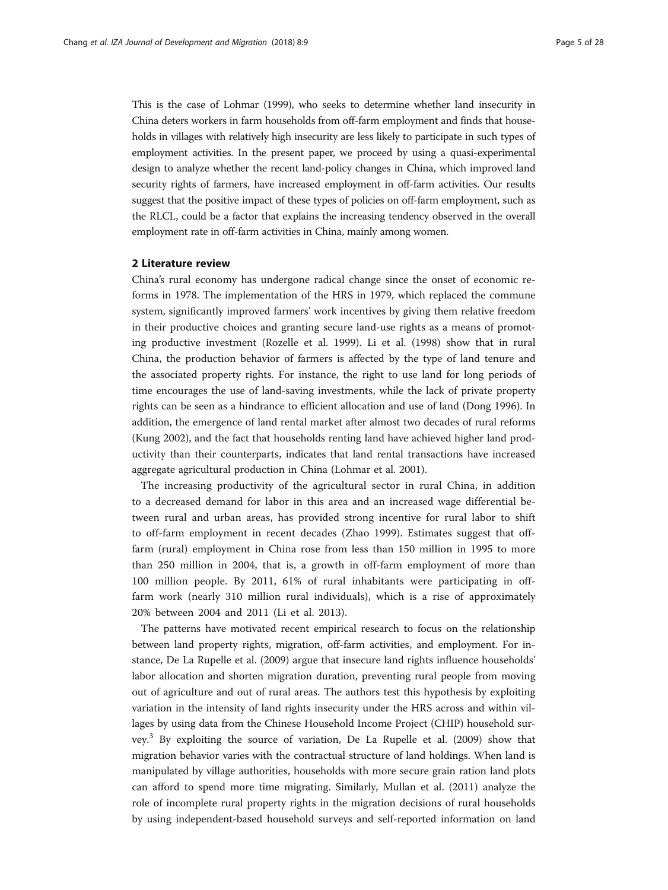This is the case of Lohmar (1999), who seeks to determine whether land insecurity in China deters workers in farm households from off-farm employment and finds that households in villages with relatively high insecurity are less likely to participate in such types of employment activities. In the present paper, we proceed by using a quasi-experimental design to analyze whether the recent land-policy changes in China, which improved land security rights of farmers, have increased employment in off-farm activities. Our results suggest that the positive impact of these types of policies on off-farm employment, such as the RLCL, could be a factor that explains the increasing tendency observed in the overall employment rate in off-farm activities in China, mainly among women.

## 2 Literature review

China's rural economy has undergone radical change since the onset of economic reforms in 1978. The implementation of the HRS in 1979, which replaced the commune system, significantly improved farmers' work incentives by giving them relative freedom in their productive choices and granting secure land-use rights as a means of promoting productive investment (Rozelle et al. 1999). Li et al. (1998) show that in rural China, the production behavior of farmers is affected by the type of land tenure and the associated property rights. For instance, the right to use land for long periods of time encourages the use of land-saving investments, while the lack of private property rights can be seen as a hindrance to efficient allocation and use of land (Dong 1996). In addition, the emergence of land rental market after almost two decades of rural reforms (Kung 2002), and the fact that households renting land have achieved higher land productivity than their counterparts, indicates that land rental transactions have increased aggregate agricultural production in China (Lohmar et al. 2001).

The increasing productivity of the agricultural sector in rural China, in addition to a decreased demand for labor in this area and an increased wage differential between rural and urban areas, has provided strong incentive for rural labor to shift to off-farm employment in recent decades (Zhao 1999). Estimates suggest that off-farm (rural) employment in China rose from less than 150 million in 1995 to more than 250 million in 2004, that is, a growth in off-farm employment of more than 100 million people. By 2011, 61% of rural inhabitants were participating in off-farm work (nearly 310 million rural individuals), which is a rise of approximately 20% between 2004 and 2011 (Li et al. 2013).

The patterns have motivated recent empirical research to focus on the relationship between land property rights, migration, off-farm activities, and employment. For instance, De La Rupelle et al. (2009) argue that insecure land rights influence households' labor allocation and shorten migration duration, preventing rural people from moving out of agriculture and out of rural areas. The authors test this hypothesis by exploiting variation in the intensity of land rights insecurity under the HRS across and within villages by using data from the Chinese Household Income Project (CHIP) household survey.[3] By exploiting the source of variation, De La Rupelle et al. (2009) show that migration behavior varies with the contractual structure of land holdings. When land is manipulated by village authorities, households with more secure grain ration land plots can afford to spend more time migrating. Similarly, Mullan et al. (2011) analyze the role of incomplete rural property rights in the migration decisions of rural households by using independent-based household surveys and self-reported information on land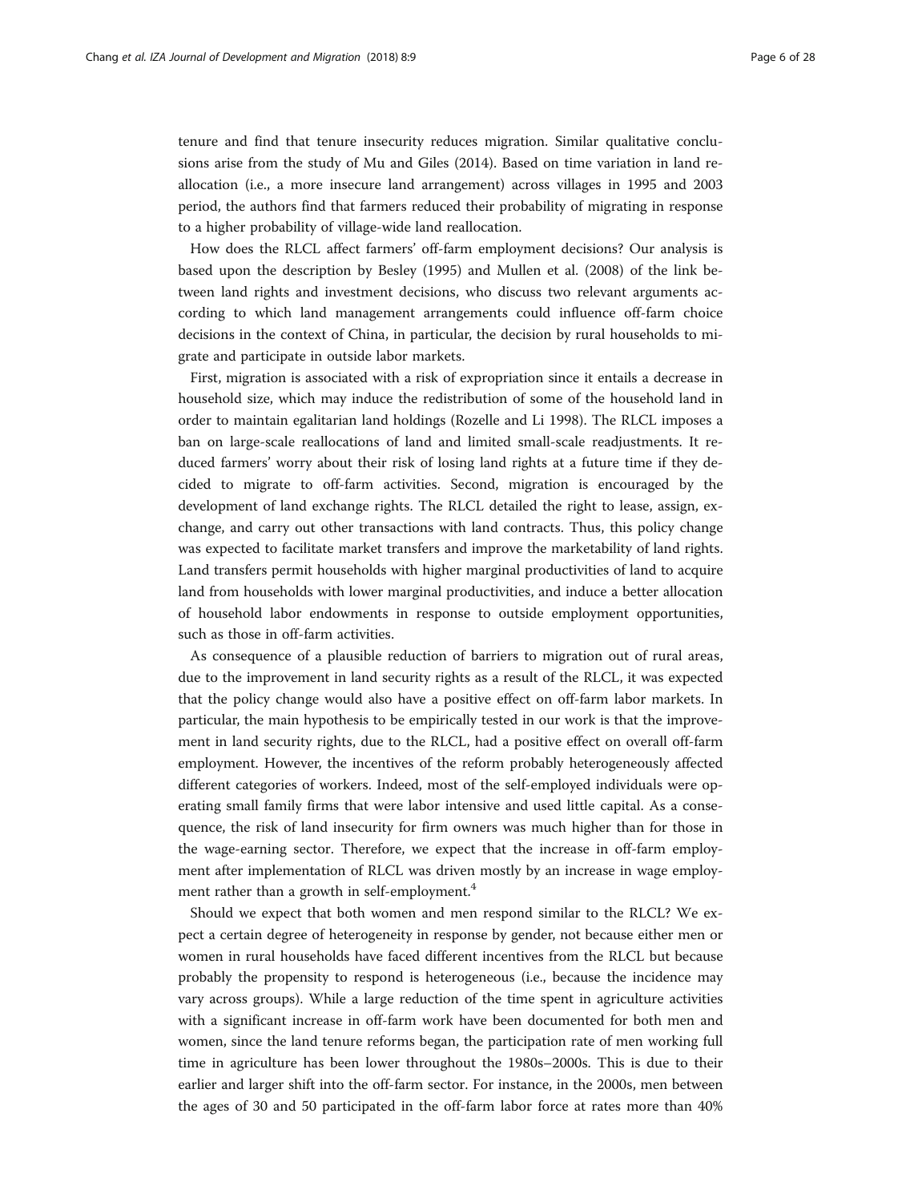tenure and find that tenure insecurity reduces migration. Similar qualitative conclusions arise from the study of Mu and Giles (2014). Based on time variation in land reallocation (i.e., a more insecure land arrangement) across villages in 1995 and 2003 period, the authors find that farmers reduced their probability of migrating in response to a higher probability of village-wide land reallocation.

How does the RLCL affect farmers' off-farm employment decisions? Our analysis is based upon the description by Besley (1995) and Mullen et al. (2008) of the link between land rights and investment decisions, who discuss two relevant arguments according to which land management arrangements could influence off-farm choice decisions in the context of China, in particular, the decision by rural households to migrate and participate in outside labor markets.

First, migration is associated with a risk of expropriation since it entails a decrease in household size, which may induce the redistribution of some of the household land in order to maintain egalitarian land holdings (Rozelle and Li 1998). The RLCL imposes a ban on large-scale reallocations of land and limited small-scale readjustments. It reduced farmers' worry about their risk of losing land rights at a future time if they decided to migrate to off-farm activities. Second, migration is encouraged by the development of land exchange rights. The RLCL detailed the right to lease, assign, exchange, and carry out other transactions with land contracts. Thus, this policy change was expected to facilitate market transfers and improve the marketability of land rights. Land transfers permit households with higher marginal productivities of land to acquire land from households with lower marginal productivities, and induce a better allocation of household labor endowments in response to outside employment opportunities, such as those in off-farm activities.

As consequence of a plausible reduction of barriers to migration out of rural areas, due to the improvement in land security rights as a result of the RLCL, it was expected that the policy change would also have a positive effect on off-farm labor markets. In particular, the main hypothesis to be empirically tested in our work is that the improvement in land security rights, due to the RLCL, had a positive effect on overall off-farm employment. However, the incentives of the reform probably heterogeneously affected different categories of workers. Indeed, most of the self-employed individuals were operating small family firms that were labor intensive and used little capital. As a consequence, the risk of land insecurity for firm owners was much higher than for those in the wage-earning sector. Therefore, we expect that the increase in off-farm employment after implementation of RLCL was driven mostly by an increase in wage employment rather than a growth in self-employment.[4]

Should we expect that both women and men respond similar to the RLCL? We expect a certain degree of heterogeneity in response by gender, not because either men or women in rural households have faced different incentives from the RLCL but because probably the propensity to respond is heterogeneous (i.e., because the incidence may vary across groups). While a large reduction of the time spent in agriculture activities with a significant increase in off-farm work have been documented for both men and women, since the land tenure reforms began, the participation rate of men working full time in agriculture has been lower throughout the 1980s–2000s. This is due to their earlier and larger shift into the off-farm sector. For instance, in the 2000s, men between the ages of 30 and 50 participated in the off-farm labor force at rates more than 40%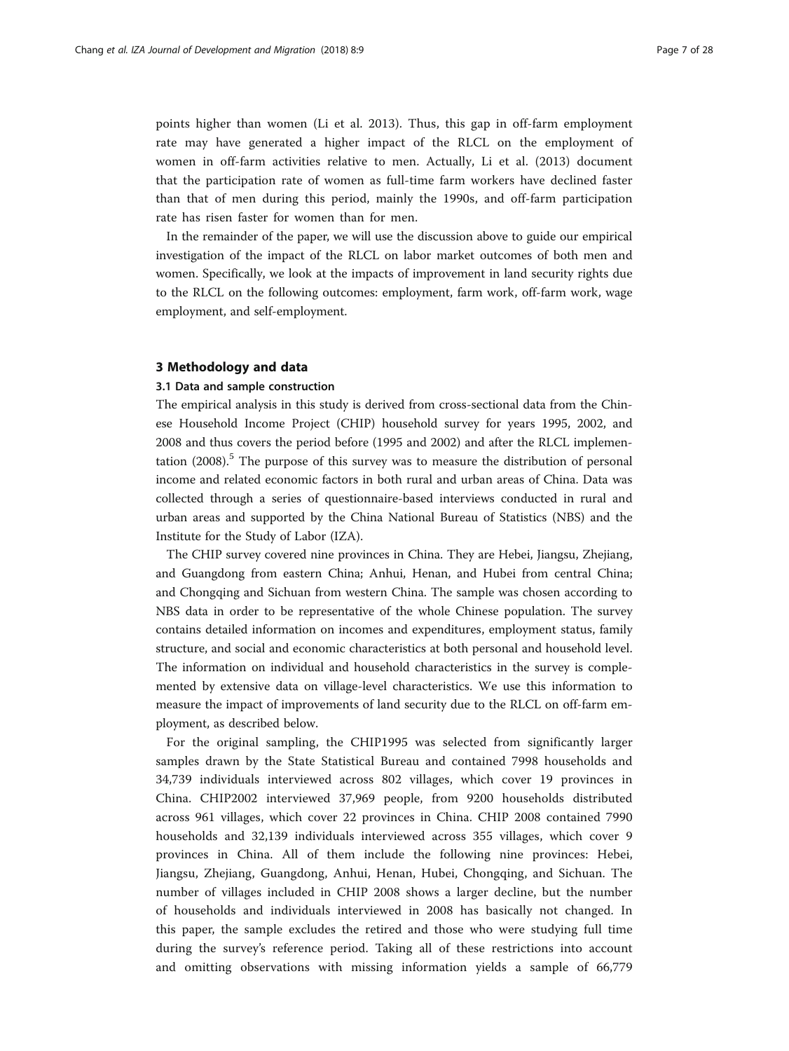points higher than women (Li et al. 2013). Thus, this gap in off-farm employment rate may have generated a higher impact of the RLCL on the employment of women in off-farm activities relative to men. Actually, Li et al. (2013) document that the participation rate of women as full-time farm workers have declined faster than that of men during this period, mainly the 1990s, and off-farm participation rate has risen faster for women than for men.

In the remainder of the paper, we will use the discussion above to guide our empirical investigation of the impact of the RLCL on labor market outcomes of both men and women. Specifically, we look at the impacts of improvement in land security rights due to the RLCL on the following outcomes: employment, farm work, off-farm work, wage employment, and self-employment.

## 3 Methodology and data

### 3.1 Data and sample construction

The empirical analysis in this study is derived from cross-sectional data from the Chinese Household Income Project (CHIP) household survey for years 1995, 2002, and 2008 and thus covers the period before (1995 and 2002) and after the RLCL implementation (2008).[5] The purpose of this survey was to measure the distribution of personal income and related economic factors in both rural and urban areas of China. Data was collected through a series of questionnaire-based interviews conducted in rural and urban areas and supported by the China National Bureau of Statistics (NBS) and the Institute for the Study of Labor (IZA).

The CHIP survey covered nine provinces in China. They are Hebei, Jiangsu, Zhejiang, and Guangdong from eastern China; Anhui, Henan, and Hubei from central China; and Chongqing and Sichuan from western China. The sample was chosen according to NBS data in order to be representative of the whole Chinese population. The survey contains detailed information on incomes and expenditures, employment status, family structure, and social and economic characteristics at both personal and household level. The information on individual and household characteristics in the survey is complemented by extensive data on village-level characteristics. We use this information to measure the impact of improvements of land security due to the RLCL on off-farm employment, as described below.

For the original sampling, the CHIP1995 was selected from significantly larger samples drawn by the State Statistical Bureau and contained 7998 households and 34,739 individuals interviewed across 802 villages, which cover 19 provinces in China. CHIP2002 interviewed 37,969 people, from 9200 households distributed across 961 villages, which cover 22 provinces in China. CHIP 2008 contained 7990 households and 32,139 individuals interviewed across 355 villages, which cover 9 provinces in China. All of them include the following nine provinces: Hebei, Jiangsu, Zhejiang, Guangdong, Anhui, Henan, Hubei, Chongqing, and Sichuan. The number of villages included in CHIP 2008 shows a larger decline, but the number of households and individuals interviewed in 2008 has basically not changed. In this paper, the sample excludes the retired and those who were studying full time during the survey's reference period. Taking all of these restrictions into account and omitting observations with missing information yields a sample of 66,779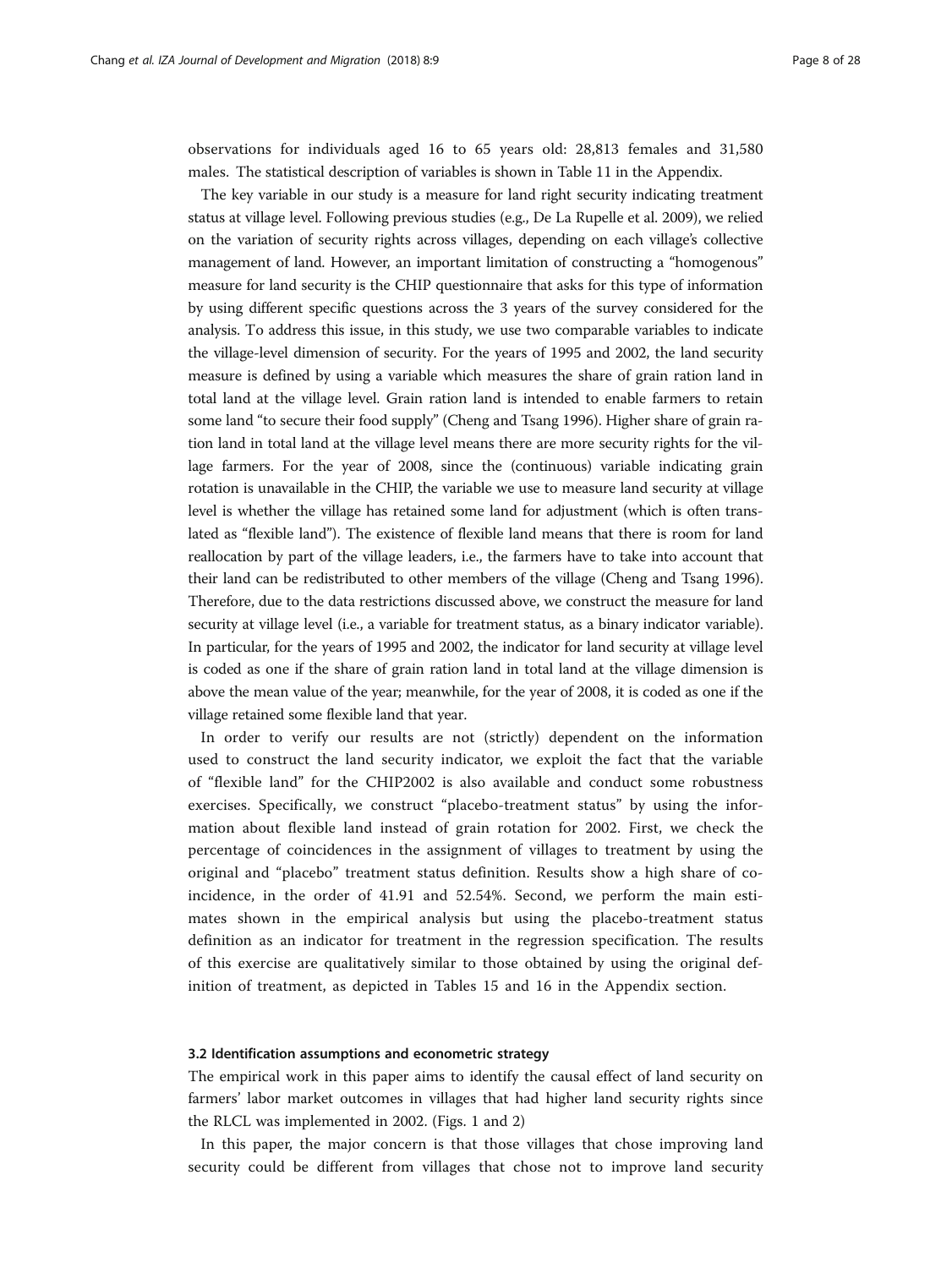observations for individuals aged 16 to 65 years old: 28,813 females and 31,580 males. The statistical description of variables is shown in Table 11 in the Appendix.

The key variable in our study is a measure for land right security indicating treatment status at village level. Following previous studies (e.g., De La Rupelle et al. 2009), we relied on the variation of security rights across villages, depending on each village's collective management of land. However, an important limitation of constructing a "homogenous" measure for land security is the CHIP questionnaire that asks for this type of information by using different specific questions across the 3 years of the survey considered for the analysis. To address this issue, in this study, we use two comparable variables to indicate the village-level dimension of security. For the years of 1995 and 2002, the land security measure is defined by using a variable which measures the share of grain ration land in total land at the village level. Grain ration land is intended to enable farmers to retain some land "to secure their food supply" (Cheng and Tsang 1996). Higher share of grain ration land in total land at the village level means there are more security rights for the village farmers. For the year of 2008, since the (continuous) variable indicating grain rotation is unavailable in the CHIP, the variable we use to measure land security at village level is whether the village has retained some land for adjustment (which is often translated as "flexible land"). The existence of flexible land means that there is room for land reallocation by part of the village leaders, i.e., the farmers have to take into account that their land can be redistributed to other members of the village (Cheng and Tsang 1996). Therefore, due to the data restrictions discussed above, we construct the measure for land security at village level (i.e., a variable for treatment status, as a binary indicator variable). In particular, for the years of 1995 and 2002, the indicator for land security at village level is coded as one if the share of grain ration land in total land at the village dimension is above the mean value of the year; meanwhile, for the year of 2008, it is coded as one if the village retained some flexible land that year.

In order to verify our results are not (strictly) dependent on the information used to construct the land security indicator, we exploit the fact that the variable of "flexible land" for the CHIP2002 is also available and conduct some robustness exercises. Specifically, we construct "placebo-treatment status" by using the information about flexible land instead of grain rotation for 2002. First, we check the percentage of coincidences in the assignment of villages to treatment by using the original and "placebo" treatment status definition. Results show a high share of coincidence, in the order of 41.91 and 52.54%. Second, we perform the main estimates shown in the empirical analysis but using the placebo-treatment status definition as an indicator for treatment in the regression specification. The results of this exercise are qualitatively similar to those obtained by using the original definition of treatment, as depicted in Tables 15 and 16 in the Appendix section.

### 3.2 Identification assumptions and econometric strategy

The empirical work in this paper aims to identify the causal effect of land security on farmers' labor market outcomes in villages that had higher land security rights since the RLCL was implemented in 2002. (Figs. 1 and 2)

In this paper, the major concern is that those villages that chose improving land security could be different from villages that chose not to improve land security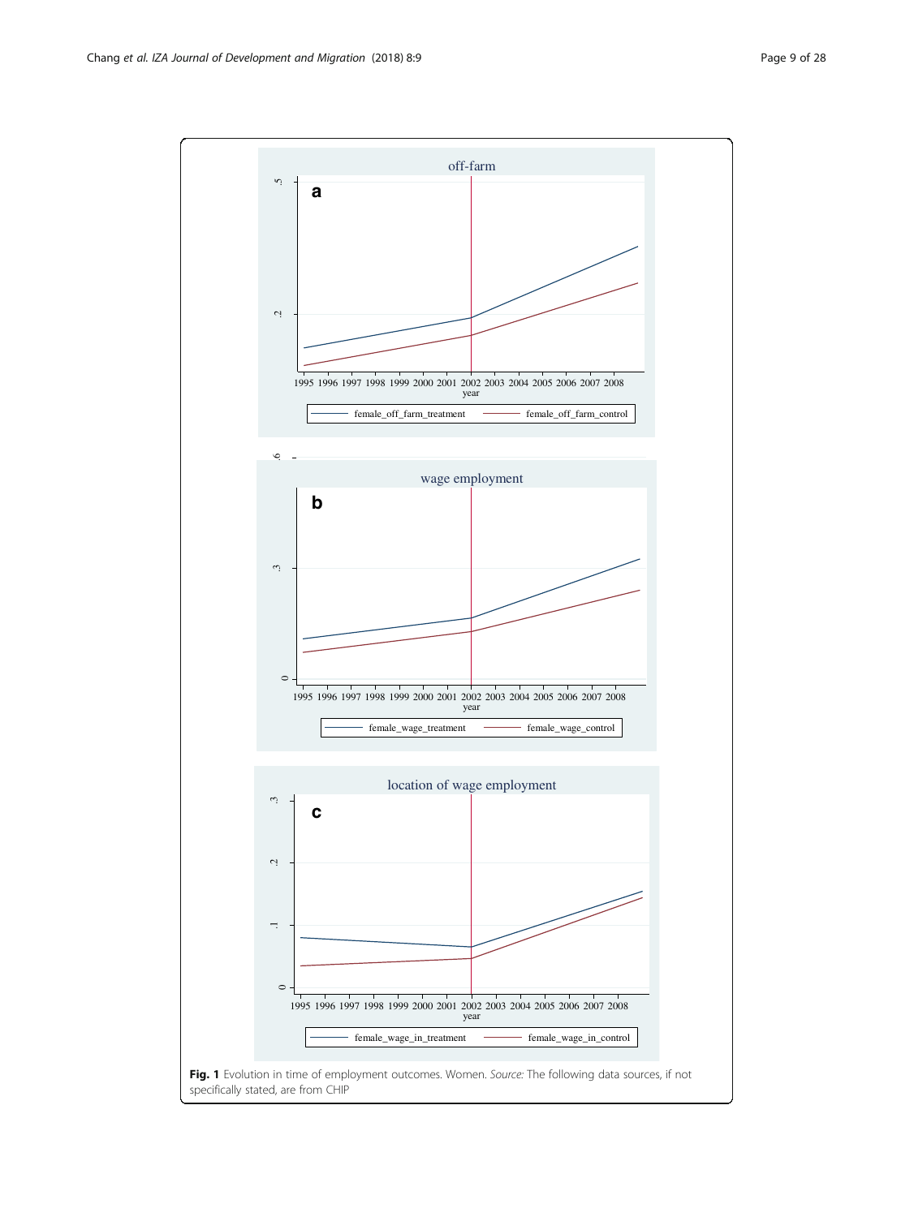Fig. 1 Evolution in time of employment outcomes. Women. *Source*: The following data sources, if not specifically stated, are from CHIP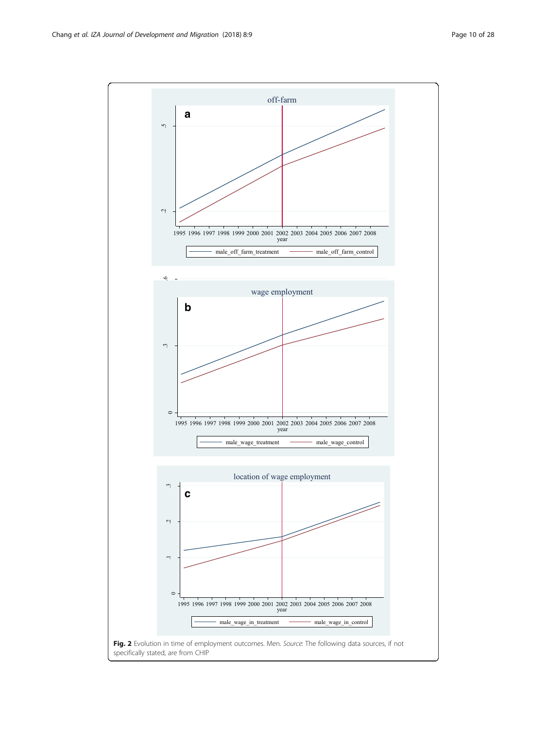**Fig. 2** Evolution in time of employment outcomes. Men. *Source*: The following data sources, if not specifically stated, are from CHIP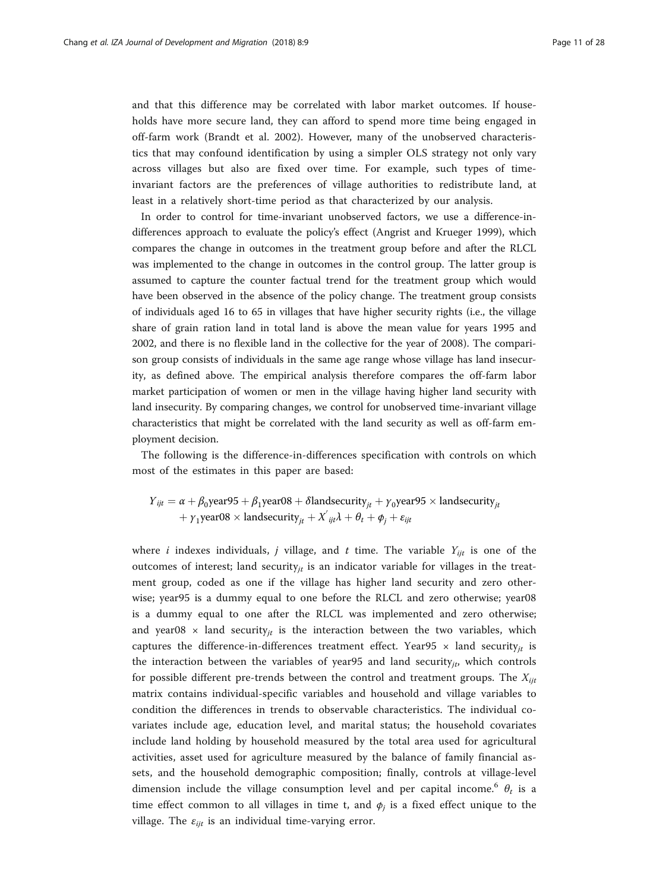and that this difference may be correlated with labor market outcomes. If households have more secure land, they can afford to spend more time being engaged in off-farm work (Brandt et al. 2002). However, many of the unobserved characteristics that may confound identification by using a simpler OLS strategy not only vary across villages but also are fixed over time. For example, such types of time-invariant factors are the preferences of village authorities to redistribute land, at least in a relatively short-time period as that characterized by our analysis.

In order to control for time-invariant unobserved factors, we use a difference-in-differences approach to evaluate the policy's effect (Angrist and Krueger 1999), which compares the change in outcomes in the treatment group before and after the RLCL was implemented to the change in outcomes in the control group. The latter group is assumed to capture the counter factual trend for the treatment group which would have been observed in the absence of the policy change. The treatment group consists of individuals aged 16 to 65 in villages that have higher security rights (i.e., the village share of grain ration land in total land is above the mean value for years 1995 and 2002, and there is no flexible land in the collective for the year of 2008). The comparison group consists of individuals in the same age range whose village has land insecurity, as defined above. The empirical analysis therefore compares the off-farm labor market participation of women or men in the village having higher land security with land insecurity. By comparing changes, we control for unobserved time-invariant village characteristics that might be correlated with the land security as well as off-farm employment decision.

The following is the difference-in-differences specification with controls on which most of the estimates in this paper are based:

$$Y_{ijt} = \alpha + \beta_0 \text{year95} + \beta_1 \text{year08} + \delta \text{landsecurity}_{jt} + \gamma_0 \text{year95} \times \text{landsecurity}_{jt} + \gamma_1 \text{year08} \times \text{landsecurity}_{jt} + X'_{ijt}\lambda + \theta_t + \phi_j + \varepsilon_{ijt}$$

where $i$ indexes individuals, $j$ village, and $t$ time. The variable $Y_{ijt}$ is one of the outcomes of interest; land security$_{jt}$ is an indicator variable for villages in the treatment group, coded as one if the village has higher land security and zero otherwise; year95 is a dummy equal to one before the RLCL and zero otherwise; year08 is a dummy equal to one after the RLCL was implemented and zero otherwise; and year08 × land security$_{jt}$ is the interaction between the two variables, which captures the difference-in-differences treatment effect. Year95 × land security$_{jt}$ is the interaction between the variables of year95 and land security$_{jt}$, which controls for possible different pre-trends between the control and treatment groups. The $X_{ijt}$ matrix contains individual-specific variables and household and village variables to condition the differences in trends to observable characteristics. The individual covariates include age, education level, and marital status; the household covariates include land holding by household measured by the total area used for agricultural activities, asset used for agriculture measured by the balance of family financial assets, and the household demographic composition; finally, controls at village-level dimension include the village consumption level and per capital income.[6] $\theta_t$ is a time effect common to all villages in time t, and $\phi_j$ is a fixed effect unique to the village. The $\varepsilon_{ijt}$ is an individual time-varying error.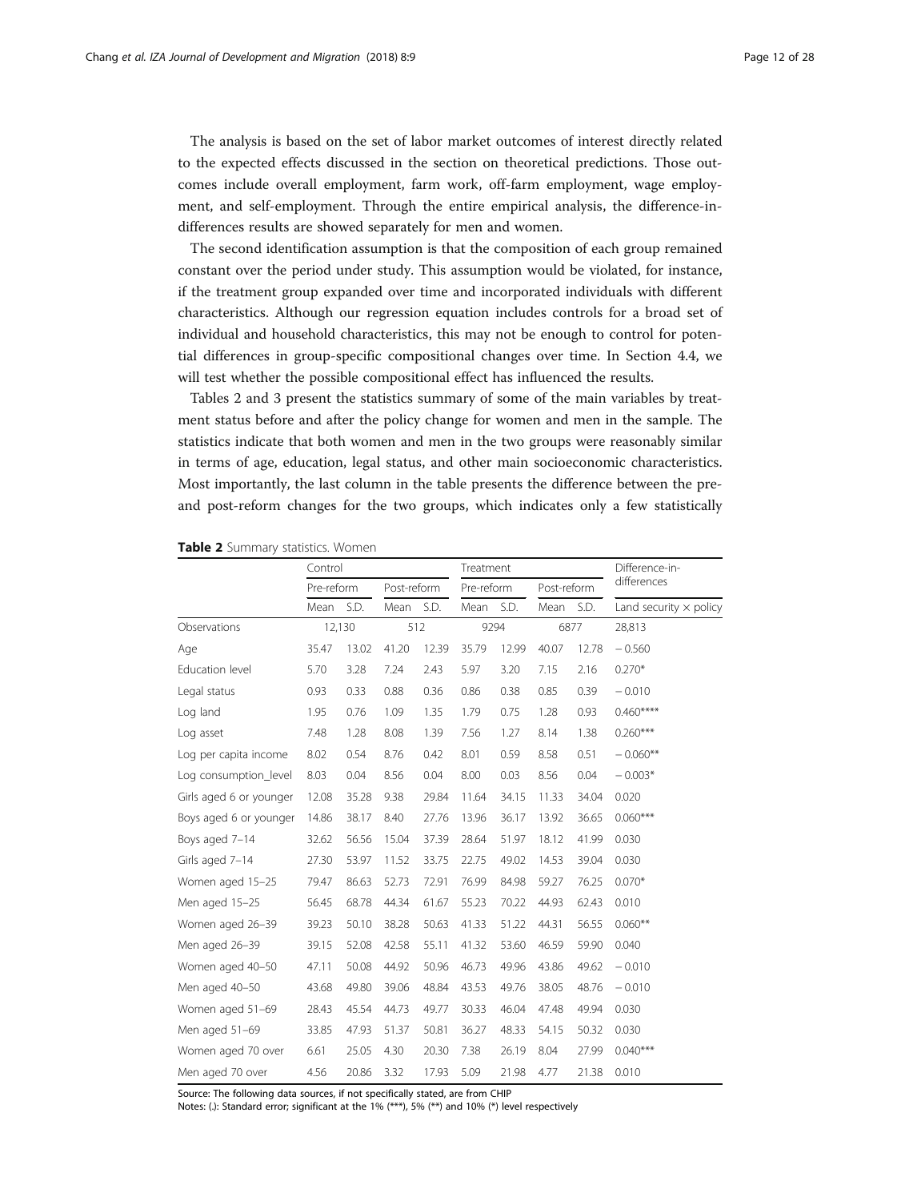The analysis is based on the set of labor market outcomes of interest directly related to the expected effects discussed in the section on theoretical predictions. Those outcomes include overall employment, farm work, off-farm employment, wage employment, and self-employment. Through the entire empirical analysis, the difference-in-differences results are showed separately for men and women.

The second identification assumption is that the composition of each group remained constant over the period under study. This assumption would be violated, for instance, if the treatment group expanded over time and incorporated individuals with different characteristics. Although our regression equation includes controls for a broad set of individual and household characteristics, this may not be enough to control for potential differences in group-specific compositional changes over time. In Section 4.4, we will test whether the possible compositional effect has influenced the results.

Tables 2 and 3 present the statistics summary of some of the main variables by treatment status before and after the policy change for women and men in the sample. The statistics indicate that both women and men in the two groups were reasonably similar in terms of age, education, legal status, and other main socioeconomic characteristics. Most importantly, the last column in the table presents the difference between the pre- and post-reform changes for the two groups, which indicates only a few statistically

**Table 2** Summary statistics. Women

| | Control | | | | Treatment | | | | Difference-in-differences |
|---|---|---|---|---|---|---|---|---|---|
| | Pre-reform | | Post-reform | | Pre-reform | | Post-reform | | |
| | Mean | S.D. | Mean | S.D. | Mean | S.D. | Mean | S.D. | Land security × policy |
| Observations | 12,130 | | 512 | | 9294 | | 6877 | | 28,813 |
| Age | 35.47 | 13.02 | 41.20 | 12.39 | 35.79 | 12.99 | 40.07 | 12.78 | −0.560 |
| Education level | 5.70 | 3.28 | 7.24 | 2.43 | 5.97 | 3.20 | 7.15 | 2.16 | 0.270* |
| Legal status | 0.93 | 0.33 | 0.88 | 0.36 | 0.86 | 0.38 | 0.85 | 0.39 | −0.010 |
| Log land | 1.95 | 0.76 | 1.09 | 1.35 | 1.79 | 0.75 | 1.28 | 0.93 | 0.460**** |
| Log asset | 7.48 | 1.28 | 8.08 | 1.39 | 7.56 | 1.27 | 8.14 | 1.38 | 0.260*** |
| Log per capita income | 8.02 | 0.54 | 8.76 | 0.42 | 8.01 | 0.59 | 8.58 | 0.51 | −0.060** |
| Log consumption_level | 8.03 | 0.04 | 8.56 | 0.04 | 8.00 | 0.03 | 8.56 | 0.04 | −0.003* |
| Girls aged 6 or younger | 12.08 | 35.28 | 9.38 | 29.84 | 11.64 | 34.15 | 11.33 | 34.04 | 0.020 |
| Boys aged 6 or younger | 14.86 | 38.17 | 8.40 | 27.76 | 13.96 | 36.17 | 13.92 | 36.65 | 0.060*** |
| Boys aged 7–14 | 32.62 | 56.56 | 15.04 | 37.39 | 28.64 | 51.97 | 18.12 | 41.99 | 0.030 |
| Girls aged 7–14 | 27.30 | 53.97 | 11.52 | 33.75 | 22.75 | 49.02 | 14.53 | 39.04 | 0.030 |
| Women aged 15–25 | 79.47 | 86.63 | 52.73 | 72.91 | 76.99 | 84.98 | 59.27 | 76.25 | 0.070* |
| Men aged 15–25 | 56.45 | 68.78 | 44.34 | 61.67 | 55.23 | 70.22 | 44.93 | 62.43 | 0.010 |
| Women aged 26–39 | 39.23 | 50.10 | 38.28 | 50.63 | 41.33 | 51.22 | 44.31 | 56.55 | 0.060** |
| Men aged 26–39 | 39.15 | 52.08 | 42.58 | 55.11 | 41.32 | 53.60 | 46.59 | 59.90 | 0.040 |
| Women aged 40–50 | 47.11 | 50.08 | 44.92 | 50.96 | 46.73 | 49.96 | 43.86 | 49.62 | −0.010 |
| Men aged 40–50 | 43.68 | 49.80 | 39.06 | 48.84 | 43.53 | 49.76 | 38.05 | 48.76 | −0.010 |
| Women aged 51–69 | 28.43 | 45.54 | 44.73 | 49.77 | 30.33 | 46.04 | 47.48 | 49.94 | 0.030 |
| Men aged 51–69 | 33.85 | 47.93 | 51.37 | 50.81 | 36.27 | 48.33 | 54.15 | 50.32 | 0.030 |
| Women aged 70 over | 6.61 | 25.05 | 4.30 | 20.30 | 7.38 | 26.19 | 8.04 | 27.99 | 0.040*** |
| Men aged 70 over | 4.56 | 20.86 | 3.32 | 17.93 | 5.09 | 21.98 | 4.77 | 21.38 | 0.010 |

Source: The following data sources, if not specifically stated, are from CHIP

Notes: (.): Standard error; significant at the 1% (***), 5% (**) and 10% (*) level respectively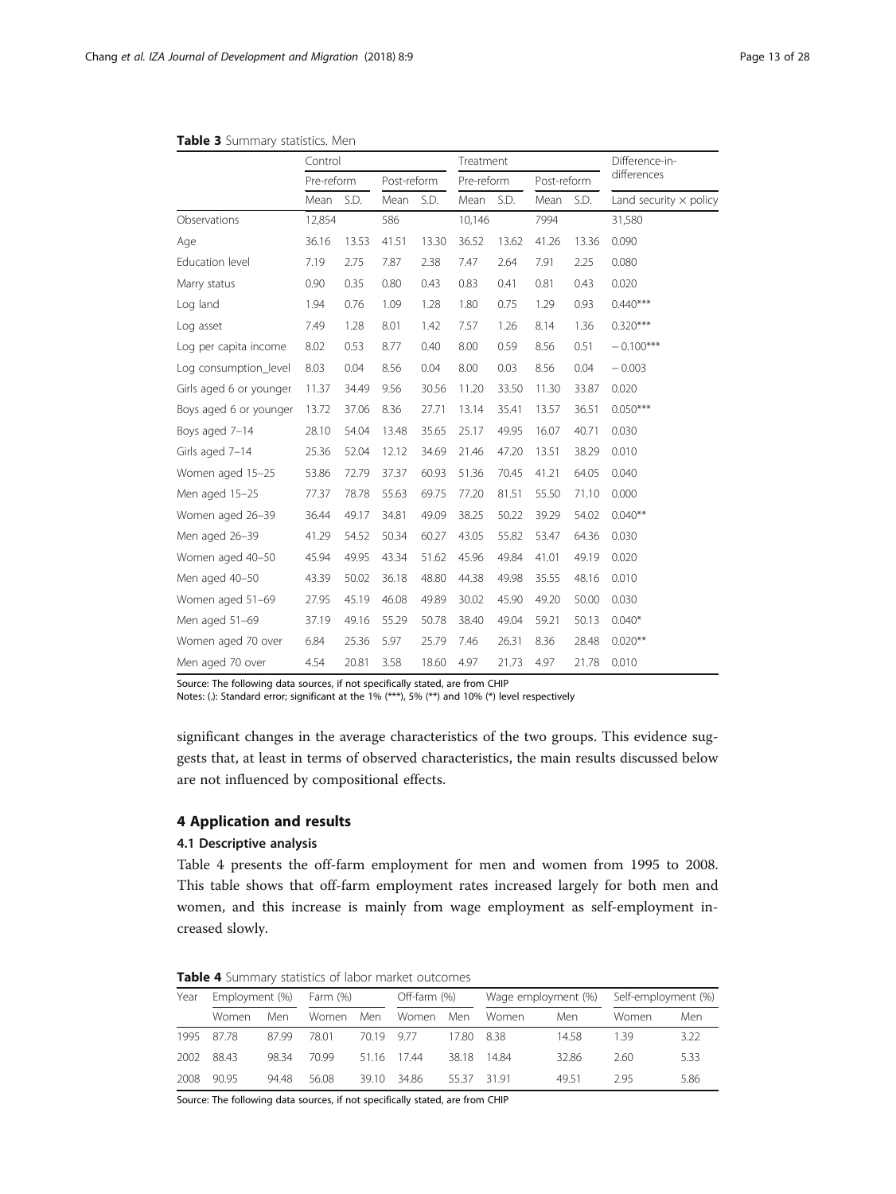**Table 3** Summary statistics. Men

| | Control | | | | Treatment | | | | Difference-in-differences |
|---|---|---|---|---|---|---|---|---|---|
| | Pre-reform | | Post-reform | | Pre-reform | | Post-reform | | |
| | Mean | S.D. | Mean | S.D. | Mean | S.D. | Mean | S.D. | Land security × policy |
| Observations | 12,854 | | 586 | | 10,146 | | 7994 | | 31,580 |
| Age | 36.16 | 13.53 | 41.51 | 13.30 | 36.52 | 13.62 | 41.26 | 13.36 | 0.090 |
| Education level | 7.19 | 2.75 | 7.87 | 2.38 | 7.47 | 2.64 | 7.91 | 2.25 | 0.080 |
| Marry status | 0.90 | 0.35 | 0.80 | 0.43 | 0.83 | 0.41 | 0.81 | 0.43 | 0.020 |
| Log land | 1.94 | 0.76 | 1.09 | 1.28 | 1.80 | 0.75 | 1.29 | 0.93 | 0.440*** |
| Log asset | 7.49 | 1.28 | 8.01 | 1.42 | 7.57 | 1.26 | 8.14 | 1.36 | 0.320*** |
| Log per capita income | 8.02 | 0.53 | 8.77 | 0.40 | 8.00 | 0.59 | 8.56 | 0.51 | −0.100*** |
| Log consumption_level | 8.03 | 0.04 | 8.56 | 0.04 | 8.00 | 0.03 | 8.56 | 0.04 | −0.003 |
| Girls aged 6 or younger | 11.37 | 34.49 | 9.56 | 30.56 | 11.20 | 33.50 | 11.30 | 33.87 | 0.020 |
| Boys aged 6 or younger | 13.72 | 37.06 | 8.36 | 27.71 | 13.14 | 35.41 | 13.57 | 36.51 | 0.050*** |
| Boys aged 7–14 | 28.10 | 54.04 | 13.48 | 35.65 | 25.17 | 49.95 | 16.07 | 40.71 | 0.030 |
| Girls aged 7–14 | 25.36 | 52.04 | 12.12 | 34.69 | 21.46 | 47.20 | 13.51 | 38.29 | 0.010 |
| Women aged 15–25 | 53.86 | 72.79 | 37.37 | 60.93 | 51.36 | 70.45 | 41.21 | 64.05 | 0.040 |
| Men aged 15–25 | 77.37 | 78.78 | 55.63 | 69.75 | 77.20 | 81.51 | 55.50 | 71.10 | 0.000 |
| Women aged 26–39 | 36.44 | 49.17 | 34.81 | 49.09 | 38.25 | 50.22 | 39.29 | 54.02 | 0.040** |
| Men aged 26–39 | 41.29 | 54.52 | 50.34 | 60.27 | 43.05 | 55.82 | 53.47 | 64.36 | 0.030 |
| Women aged 40–50 | 45.94 | 49.95 | 43.34 | 51.62 | 45.96 | 49.84 | 41.01 | 49.19 | 0.020 |
| Men aged 40–50 | 43.39 | 50.02 | 36.18 | 48.80 | 44.38 | 49.98 | 35.55 | 48.16 | 0.010 |
| Women aged 51–69 | 27.95 | 45.19 | 46.08 | 49.89 | 30.02 | 45.90 | 49.20 | 50.00 | 0.030 |
| Men aged 51–69 | 37.19 | 49.16 | 55.29 | 50.78 | 38.40 | 49.04 | 59.21 | 50.13 | 0.040* |
| Women aged 70 over | 6.84 | 25.36 | 5.97 | 25.79 | 7.46 | 26.31 | 8.36 | 28.48 | 0.020** |
| Men aged 70 over | 4.54 | 20.81 | 3.58 | 18.60 | 4.97 | 21.73 | 4.97 | 21.78 | 0.010 |

Source: The following data sources, if not specifically stated, are from CHIP
Notes: (.): Standard error; significant at the 1% (***), 5% (**) and 10% (*) level respectively

significant changes in the average characteristics of the two groups. This evidence suggests that, at least in terms of observed characteristics, the main results discussed below are not influenced by compositional effects.

## 4 Application and results

### 4.1 Descriptive analysis

Table 4 presents the off-farm employment for men and women from 1995 to 2008. This table shows that off-farm employment rates increased largely for both men and women, and this increase is mainly from wage employment as self-employment increased slowly.

**Table 4** Summary statistics of labor market outcomes

| Year | Employment (%) | | Farm (%) | | Off-farm (%) | | Wage employment (%) | | Self-employment (%) | |
|---|---|---|---|---|---|---|---|---|---|---|
| | Women | Men | Women | Men | Women | Men | Women | Men | Women | Men |
| 1995 | 87.78 | 87.99 | 78.01 | 70.19 | 9.77 | 17.80 | 8.38 | 14.58 | 1.39 | 3.22 |
| 2002 | 88.43 | 98.34 | 70.99 | 51.16 | 17.44 | 38.18 | 14.84 | 32.86 | 2.60 | 5.33 |
| 2008 | 90.95 | 94.48 | 56.08 | 39.10 | 34.86 | 55.37 | 31.91 | 49.51 | 2.95 | 5.86 |

Source: The following data sources, if not specifically stated, are from CHIP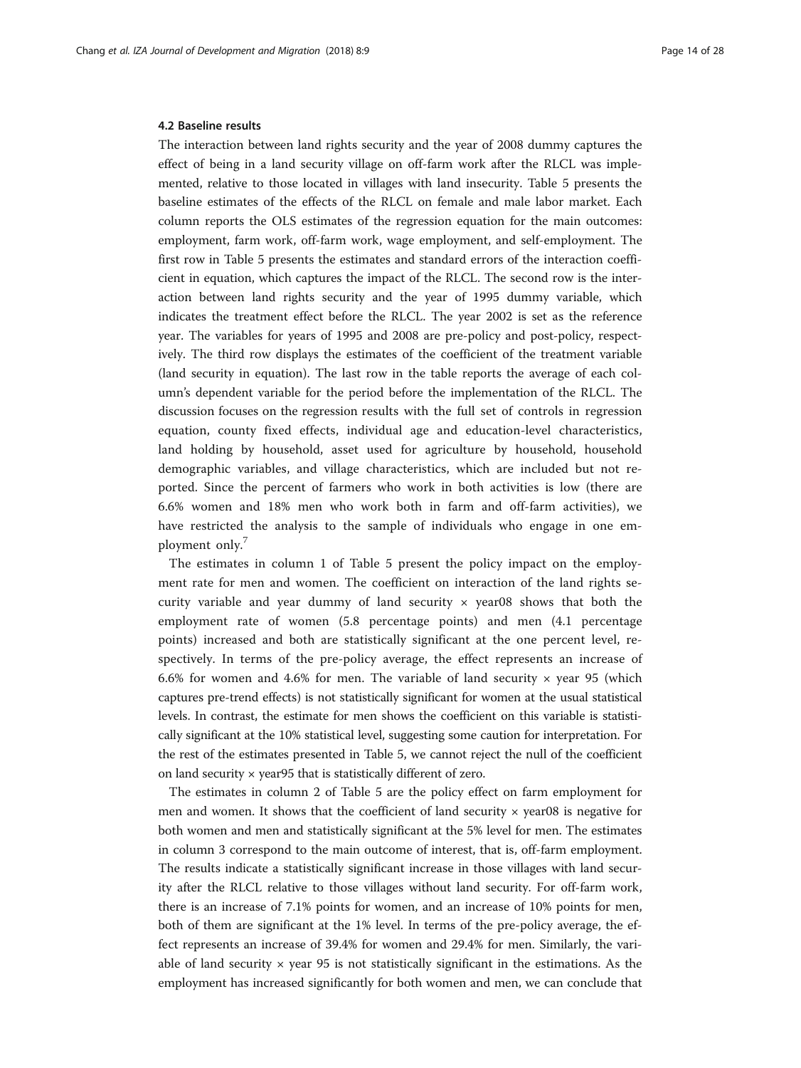### 4.2 Baseline results

The interaction between land rights security and the year of 2008 dummy captures the effect of being in a land security village on off-farm work after the RLCL was implemented, relative to those located in villages with land insecurity. Table 5 presents the baseline estimates of the effects of the RLCL on female and male labor market. Each column reports the OLS estimates of the regression equation for the main outcomes: employment, farm work, off-farm work, wage employment, and self-employment. The first row in Table 5 presents the estimates and standard errors of the interaction coefficient in equation, which captures the impact of the RLCL. The second row is the interaction between land rights security and the year of 1995 dummy variable, which indicates the treatment effect before the RLCL. The year 2002 is set as the reference year. The variables for years of 1995 and 2008 are pre-policy and post-policy, respectively. The third row displays the estimates of the coefficient of the treatment variable (land security in equation). The last row in the table reports the average of each column's dependent variable for the period before the implementation of the RLCL. The discussion focuses on the regression results with the full set of controls in regression equation, county fixed effects, individual age and education-level characteristics, land holding by household, asset used for agriculture by household, household demographic variables, and village characteristics, which are included but not reported. Since the percent of farmers who work in both activities is low (there are 6.6% women and 18% men who work both in farm and off-farm activities), we have restricted the analysis to the sample of individuals who engage in one employment only.[7]

The estimates in column 1 of Table 5 present the policy impact on the employment rate for men and women. The coefficient on interaction of the land rights security variable and year dummy of land security × year08 shows that both the employment rate of women (5.8 percentage points) and men (4.1 percentage points) increased and both are statistically significant at the one percent level, respectively. In terms of the pre-policy average, the effect represents an increase of 6.6% for women and 4.6% for men. The variable of land security × year 95 (which captures pre-trend effects) is not statistically significant for women at the usual statistical levels. In contrast, the estimate for men shows the coefficient on this variable is statistically significant at the 10% statistical level, suggesting some caution for interpretation. For the rest of the estimates presented in Table 5, we cannot reject the null of the coefficient on land security × year95 that is statistically different of zero.

The estimates in column 2 of Table 5 are the policy effect on farm employment for men and women. It shows that the coefficient of land security × year08 is negative for both women and men and statistically significant at the 5% level for men. The estimates in column 3 correspond to the main outcome of interest, that is, off-farm employment. The results indicate a statistically significant increase in those villages with land security after the RLCL relative to those villages without land security. For off-farm work, there is an increase of 7.1% points for women, and an increase of 10% points for men, both of them are significant at the 1% level. In terms of the pre-policy average, the effect represents an increase of 39.4% for women and 29.4% for men. Similarly, the variable of land security × year 95 is not statistically significant in the estimations. As the employment has increased significantly for both women and men, we can conclude that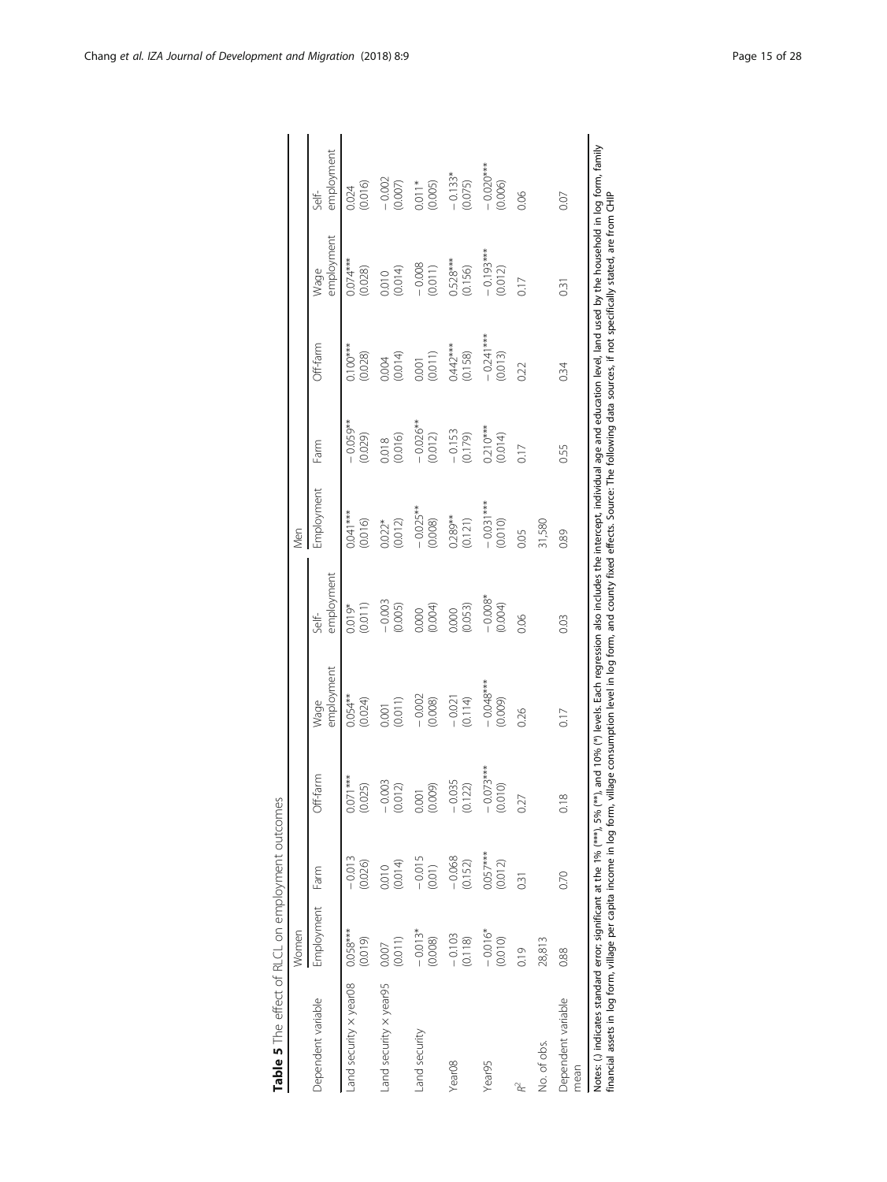**Table 5** The effect of RLCL on employment outcomes

| Dependent variable | Women | | | | | Men | | | | |
|---|---|---|---|---|---|---|---|---|---|---|
| | Employment | Farm | Off-farm | Wage employment | Self-employment | Employment | Farm | Off-farm | Wage employment | Self-employment |
| Land security × year08 | 0.058*** (0.019) | − 0.013 (0.026) | 0.071*** (0.025) | 0.054** (0.024) | 0.019* (0.011) | 0.041*** (0.016) | − 0.059** (0.029) | 0.100*** (0.028) | 0.074*** (0.028) | 0.024 (0.016) |
| Land security × year95 | 0.007 (0.011) | 0.010 (0.014) | − 0.003 (0.012) | 0.001 (0.011) | − 0.003 (0.005) | 0.022* (0.012) | 0.018 (0.016) | 0.004 (0.014) | 0.010 (0.014) | − 0.002 (0.007) |
| Land security | − 0.013* (0.008) | − 0.015 (0.01) | 0.001 (0.009) | − 0.002 (0.008) | 0.000 (0.004) | − 0.025** (0.008) | − 0.026** (0.012) | 0.001 (0.011) | − 0.008 (0.011) | 0.011* (0.005) |
| Year08 | − 0.103 (0.118) | − 0.068 (0.152) | − 0.035 (0.122) | − 0.021 (0.114) | 0.000 (0.053) | 0.289** (0.121) | − 0.153 (0.179) | 0.442*** (0.158) | 0.528*** (0.156) | − 0.133* (0.075) |
| Year95 | − 0.016* (0.010) | 0.057*** (0.012) | − 0.073*** (0.010) | − 0.048*** (0.009) | − 0.008* (0.004) | − 0.031*** (0.010) | 0.210*** (0.014) | − 0.241*** (0.013) | − 0.193*** (0.012) | − 0.020*** (0.006) |
| $R^2$ | 0.19 | 0.31 | 0.27 | 0.26 | 0.06 | 0.05 | 0.17 | 0.22 | 0.17 | 0.06 |
| No. of obs. | 28,813 | | | | | 31,580 | | | | |
| Dependent variable mean | 0.88 | 0.70 | 0.18 | 0.17 | 0.03 | 0.89 | 0.55 | 0.34 | 0.31 | 0.07 |

Notes: () indicates standard error; significant at the 1% (***), 5% (**), and 10% (*) levels. Each regression also includes the intercept, individual age and education level, land used by the household in log form, family financial assets in log form, village per capita income in log form, village consumption level in log form, and county fixed effects. Source: The following data sources, if not specifically stated, are from CHIP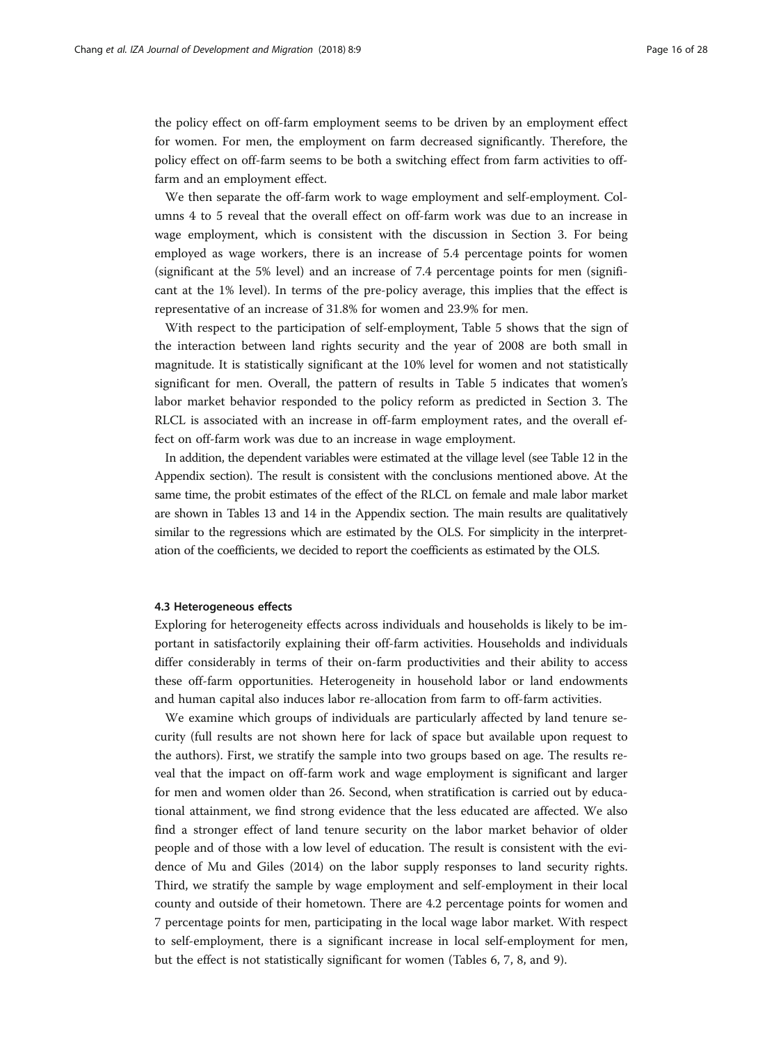the policy effect on off-farm employment seems to be driven by an employment effect for women. For men, the employment on farm decreased significantly. Therefore, the policy effect on off-farm seems to be both a switching effect from farm activities to off-farm and an employment effect.

We then separate the off-farm work to wage employment and self-employment. Columns 4 to 5 reveal that the overall effect on off-farm work was due to an increase in wage employment, which is consistent with the discussion in Section 3. For being employed as wage workers, there is an increase of 5.4 percentage points for women (significant at the 5% level) and an increase of 7.4 percentage points for men (significant at the 1% level). In terms of the pre-policy average, this implies that the effect is representative of an increase of 31.8% for women and 23.9% for men.

With respect to the participation of self-employment, Table 5 shows that the sign of the interaction between land rights security and the year of 2008 are both small in magnitude. It is statistically significant at the 10% level for women and not statistically significant for men. Overall, the pattern of results in Table 5 indicates that women's labor market behavior responded to the policy reform as predicted in Section 3. The RLCL is associated with an increase in off-farm employment rates, and the overall effect on off-farm work was due to an increase in wage employment.

In addition, the dependent variables were estimated at the village level (see Table 12 in the Appendix section). The result is consistent with the conclusions mentioned above. At the same time, the probit estimates of the effect of the RLCL on female and male labor market are shown in Tables 13 and 14 in the Appendix section. The main results are qualitatively similar to the regressions which are estimated by the OLS. For simplicity in the interpretation of the coefficients, we decided to report the coefficients as estimated by the OLS.

### 4.3 Heterogeneous effects

Exploring for heterogeneity effects across individuals and households is likely to be important in satisfactorily explaining their off-farm activities. Households and individuals differ considerably in terms of their on-farm productivities and their ability to access these off-farm opportunities. Heterogeneity in household labor or land endowments and human capital also induces labor re-allocation from farm to off-farm activities.

We examine which groups of individuals are particularly affected by land tenure security (full results are not shown here for lack of space but available upon request to the authors). First, we stratify the sample into two groups based on age. The results reveal that the impact on off-farm work and wage employment is significant and larger for men and women older than 26. Second, when stratification is carried out by educational attainment, we find strong evidence that the less educated are affected. We also find a stronger effect of land tenure security on the labor market behavior of older people and of those with a low level of education. The result is consistent with the evidence of Mu and Giles (2014) on the labor supply responses to land security rights. Third, we stratify the sample by wage employment and self-employment in their local county and outside of their hometown. There are 4.2 percentage points for women and 7 percentage points for men, participating in the local wage labor market. With respect to self-employment, there is a significant increase in local self-employment for men, but the effect is not statistically significant for women (Tables 6, 7, 8, and 9).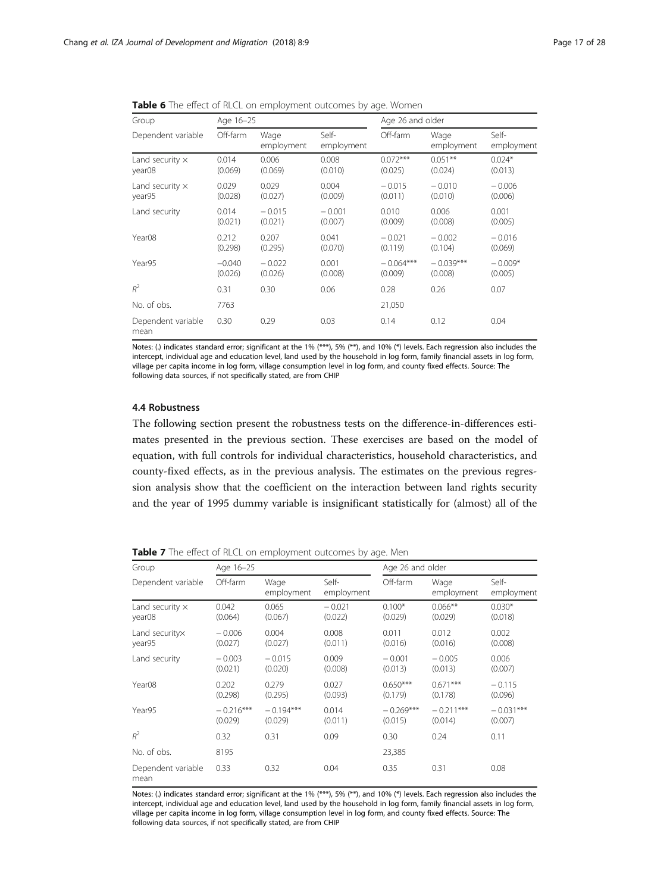**Table 6** The effect of RLCL on employment outcomes by age. Women

| Group | Age 16–25 | | | Age 26 and older | | |
|---|---|---|---|---|---|---|
| Dependent variable | Off-farm | Wage employment | Self-employment | Off-farm | Wage employment | Self-employment |
| Land security × year08 | 0.014 (0.069) | 0.006 (0.069) | 0.008 (0.010) | 0.072*** (0.025) | 0.051** (0.024) | 0.024* (0.013) |
| Land security × year95 | 0.029 (0.028) | 0.029 (0.027) | 0.004 (0.009) | − 0.015 (0.011) | − 0.010 (0.010) | − 0.006 (0.006) |
| Land security | 0.014 (0.021) | − 0.015 (0.021) | − 0.001 (0.007) | 0.010 (0.009) | 0.006 (0.008) | 0.001 (0.005) |
| Year08 | 0.212 (0.298) | 0.207 (0.295) | 0.041 (0.070) | − 0.021 (0.119) | − 0.002 (0.104) | − 0.016 (0.069) |
| Year95 | −0.040 (0.026) | − 0.022 (0.026) | 0.001 (0.008) | − 0.064*** (0.009) | − 0.039*** (0.008) | − 0.009* (0.005) |
| $R^2$ | 0.31 | 0.30 | 0.06 | 0.28 | 0.26 | 0.07 |
| No. of obs. | 7763 | | | 21,050 | | |
| Dependent variable mean | 0.30 | 0.29 | 0.03 | 0.14 | 0.12 | 0.04 |

Notes: (.) indicates standard error; significant at the 1% (***), 5% (**), and 10% (*) levels. Each regression also includes the intercept, individual age and education level, land used by the household in log form, family financial assets in log form, village per capita income in log form, village consumption level in log form, and county fixed effects. Source: The following data sources, if not specifically stated, are from CHIP

### 4.4 Robustness

The following section present the robustness tests on the difference-in-differences estimates presented in the previous section. These exercises are based on the model of equation, with full controls for individual characteristics, household characteristics, and county-fixed effects, as in the previous analysis. The estimates on the previous regression analysis show that the coefficient on the interaction between land rights security and the year of 1995 dummy variable is insignificant statistically for (almost) all of the

**Table 7** The effect of RLCL on employment outcomes by age. Men

| Group | Age 16–25 | | | Age 26 and older | | |
|---|---|---|---|---|---|---|
| Dependent variable | Off-farm | Wage employment | Self-employment | Off-farm | Wage employment | Self-employment |
| Land security × year08 | 0.042 (0.064) | 0.065 (0.067) | − 0.021 (0.022) | 0.100* (0.029) | 0.066** (0.029) | 0.030* (0.018) |
| Land security× year95 | − 0.006 (0.027) | 0.004 (0.027) | 0.008 (0.011) | 0.011 (0.016) | 0.012 (0.016) | 0.002 (0.008) |
| Land security | − 0.003 (0.021) | − 0.015 (0.020) | 0.009 (0.008) | − 0.001 (0.013) | − 0.005 (0.013) | 0.006 (0.007) |
| Year08 | 0.202 (0.298) | 0.279 (0.295) | 0.027 (0.093) | 0.650*** (0.179) | 0.671*** (0.178) | − 0.115 (0.096) |
| Year95 | − 0.216*** (0.029) | − 0.194*** (0.029) | 0.014 (0.011) | − 0.269*** (0.015) | − 0.211*** (0.014) | − 0.031*** (0.007) |
| $R^2$ | 0.32 | 0.31 | 0.09 | 0.30 | 0.24 | 0.11 |
| No. of obs. | 8195 | | | 23,385 | | |
| Dependent variable mean | 0.33 | 0.32 | 0.04 | 0.35 | 0.31 | 0.08 |

Notes: (.) indicates standard error; significant at the 1% (***), 5% (**), and 10% (*) levels. Each regression also includes the intercept, individual age and education level, land used by the household in log form, family financial assets in log form, village per capita income in log form, village consumption level in log form, and county fixed effects. Source: The following data sources, if not specifically stated, are from CHIP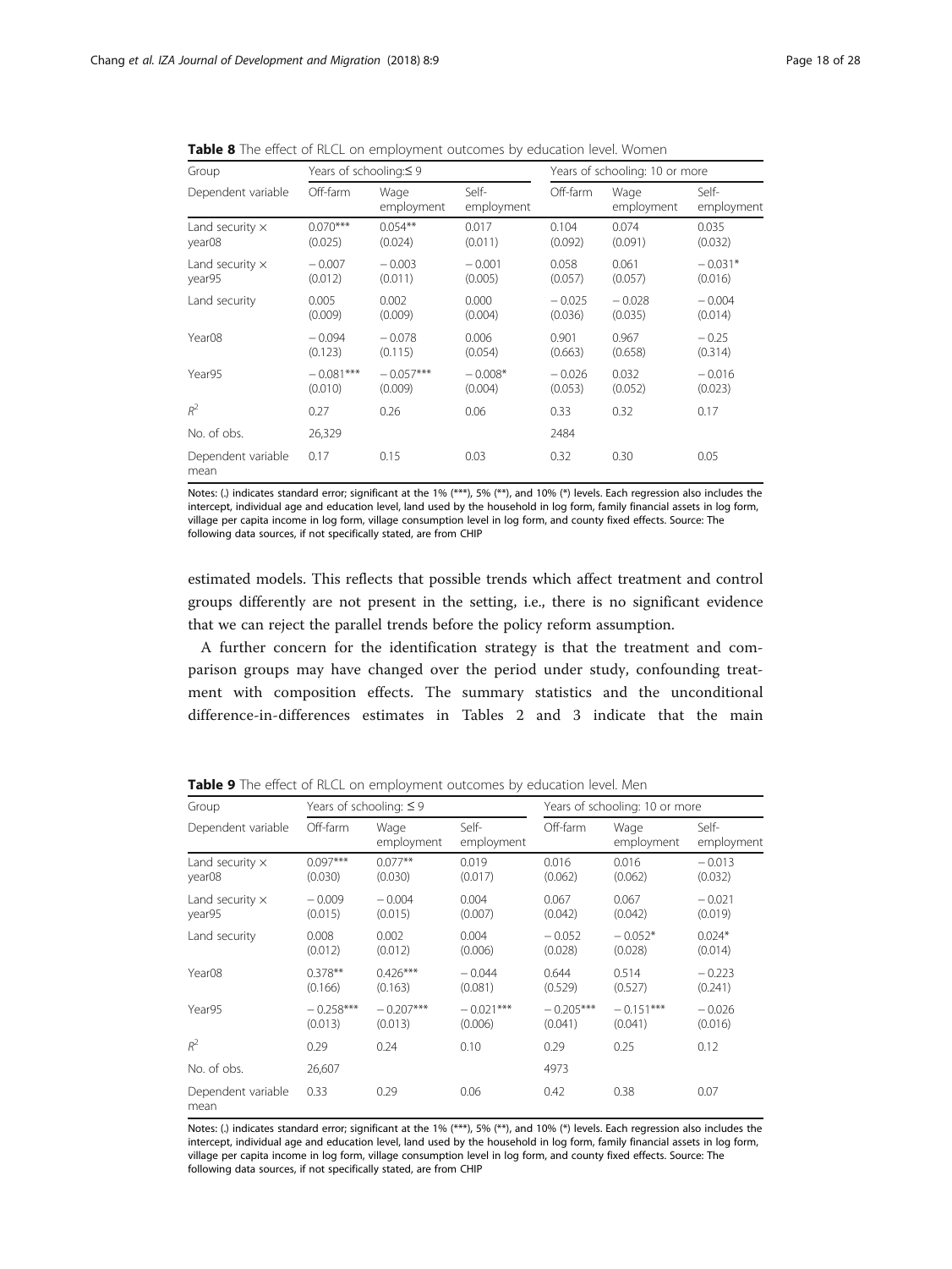**Table 8** The effect of RLCL on employment outcomes by education level. Women

| Group | Years of schooling:≤ 9 | | | Years of schooling: 10 or more | | |
|---|---|---|---|---|---|---|
| Dependent variable | Off-farm | Wage employment | Self-employment | Off-farm | Wage employment | Self-employment |
| Land security × year08 | 0.070*** (0.025) | 0.054** (0.024) | 0.017 (0.011) | 0.104 (0.092) | 0.074 (0.091) | 0.035 (0.032) |
| Land security × year95 | − 0.007 (0.012) | − 0.003 (0.011) | − 0.001 (0.005) | 0.058 (0.057) | 0.061 (0.057) | − 0.031* (0.016) |
| Land security | 0.005 (0.009) | 0.002 (0.009) | 0.000 (0.004) | − 0.025 (0.036) | − 0.028 (0.035) | − 0.004 (0.014) |
| Year08 | − 0.094 (0.123) | − 0.078 (0.115) | 0.006 (0.054) | 0.901 (0.663) | 0.967 (0.658) | − 0.25 (0.314) |
| Year95 | − 0.081*** (0.010) | − 0.057*** (0.009) | − 0.008* (0.004) | − 0.026 (0.053) | 0.032 (0.052) | − 0.016 (0.023) |
| $R^2$ | 0.27 | 0.26 | 0.06 | 0.33 | 0.32 | 0.17 |
| No. of obs. | 26,329 | | | 2484 | | |
| Dependent variable mean | 0.17 | 0.15 | 0.03 | 0.32 | 0.30 | 0.05 |

Notes: (.) indicates standard error; significant at the 1% (***), 5% (**), and 10% (*) levels. Each regression also includes the intercept, individual age and education level, land used by the household in log form, family financial assets in log form, village per capita income in log form, village consumption level in log form, and county fixed effects. Source: The following data sources, if not specifically stated, are from CHIP

estimated models. This reflects that possible trends which affect treatment and control groups differently are not present in the setting, i.e., there is no significant evidence that we can reject the parallel trends before the policy reform assumption.

A further concern for the identification strategy is that the treatment and comparison groups may have changed over the period under study, confounding treatment with composition effects. The summary statistics and the unconditional difference-in-differences estimates in Tables 2 and 3 indicate that the main

**Table 9** The effect of RLCL on employment outcomes by education level. Men

| Group | Years of schooling: ≤ 9 | | | Years of schooling: 10 or more | | |
|---|---|---|---|---|---|---|
| Dependent variable | Off-farm | Wage employment | Self-employment | Off-farm | Wage employment | Self-employment |
| Land security × year08 | 0.097*** (0.030) | 0.077** (0.030) | 0.019 (0.017) | 0.016 (0.062) | 0.016 (0.062) | − 0.013 (0.032) |
| Land security × year95 | − 0.009 (0.015) | − 0.004 (0.015) | 0.004 (0.007) | 0.067 (0.042) | 0.067 (0.042) | − 0.021 (0.019) |
| Land security | 0.008 (0.012) | 0.002 (0.012) | 0.004 (0.006) | − 0.052 (0.028) | − 0.052* (0.028) | 0.024* (0.014) |
| Year08 | 0.378** (0.166) | 0.426*** (0.163) | − 0.044 (0.081) | 0.644 (0.529) | 0.514 (0.527) | − 0.223 (0.241) |
| Year95 | − 0.258*** (0.013) | − 0.207*** (0.013) | − 0.021*** (0.006) | − 0.205*** (0.041) | − 0.151*** (0.041) | − 0.026 (0.016) |
| $R^2$ | 0.29 | 0.24 | 0.10 | 0.29 | 0.25 | 0.12 |
| No. of obs. | 26,607 | | | 4973 | | |
| Dependent variable mean | 0.33 | 0.29 | 0.06 | 0.42 | 0.38 | 0.07 |

Notes: (.) indicates standard error; significant at the 1% (***), 5% (**), and 10% (*) levels. Each regression also includes the intercept, individual age and education level, land used by the household in log form, family financial assets in log form, village per capita income in log form, village consumption level in log form, and county fixed effects. Source: The following data sources, if not specifically stated, are from CHIP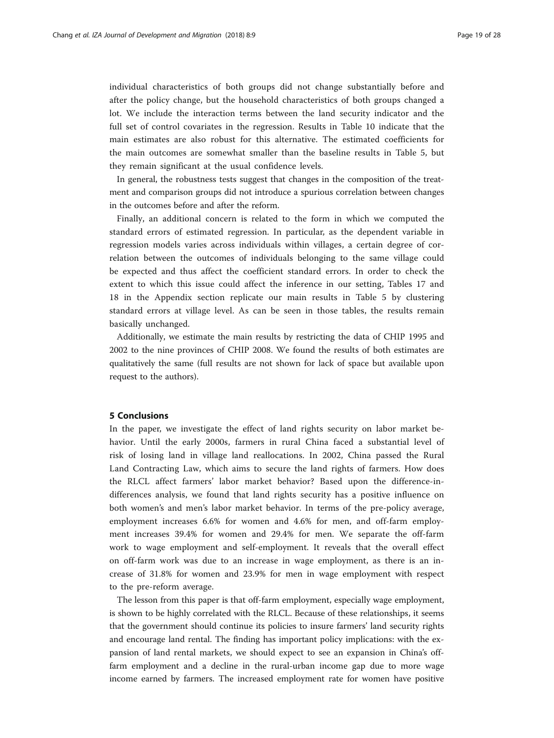individual characteristics of both groups did not change substantially before and after the policy change, but the household characteristics of both groups changed a lot. We include the interaction terms between the land security indicator and the full set of control covariates in the regression. Results in Table 10 indicate that the main estimates are also robust for this alternative. The estimated coefficients for the main outcomes are somewhat smaller than the baseline results in Table 5, but they remain significant at the usual confidence levels.

In general, the robustness tests suggest that changes in the composition of the treatment and comparison groups did not introduce a spurious correlation between changes in the outcomes before and after the reform.

Finally, an additional concern is related to the form in which we computed the standard errors of estimated regression. In particular, as the dependent variable in regression models varies across individuals within villages, a certain degree of correlation between the outcomes of individuals belonging to the same village could be expected and thus affect the coefficient standard errors. In order to check the extent to which this issue could affect the inference in our setting, Tables 17 and 18 in the Appendix section replicate our main results in Table 5 by clustering standard errors at village level. As can be seen in those tables, the results remain basically unchanged.

Additionally, we estimate the main results by restricting the data of CHIP 1995 and 2002 to the nine provinces of CHIP 2008. We found the results of both estimates are qualitatively the same (full results are not shown for lack of space but available upon request to the authors).

## 5 Conclusions

In the paper, we investigate the effect of land rights security on labor market behavior. Until the early 2000s, farmers in rural China faced a substantial level of risk of losing land in village land reallocations. In 2002, China passed the Rural Land Contracting Law, which aims to secure the land rights of farmers. How does the RLCL affect farmers' labor market behavior? Based upon the difference-in-differences analysis, we found that land rights security has a positive influence on both women's and men's labor market behavior. In terms of the pre-policy average, employment increases 6.6% for women and 4.6% for men, and off-farm employment increases 39.4% for women and 29.4% for men. We separate the off-farm work to wage employment and self-employment. It reveals that the overall effect on off-farm work was due to an increase in wage employment, as there is an increase of 31.8% for women and 23.9% for men in wage employment with respect to the pre-reform average.

The lesson from this paper is that off-farm employment, especially wage employment, is shown to be highly correlated with the RLCL. Because of these relationships, it seems that the government should continue its policies to insure farmers' land security rights and encourage land rental. The finding has important policy implications: with the expansion of land rental markets, we should expect to see an expansion in China's off-farm employment and a decline in the rural-urban income gap due to more wage income earned by farmers. The increased employment rate for women have positive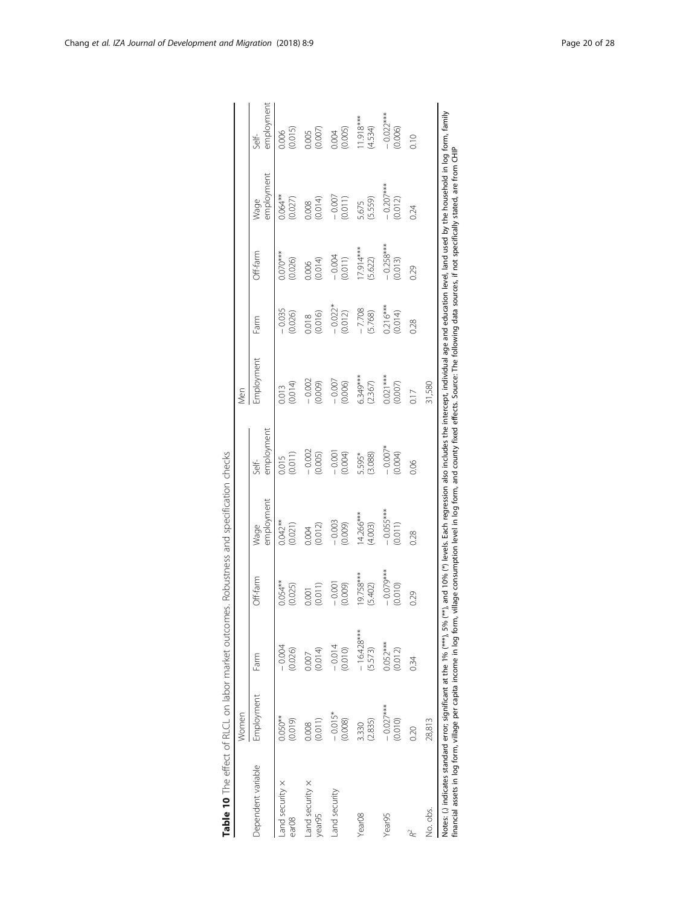**Table 10** The effect of RLCL on labor market outcomes. Robustness and specification checks

| Dependent variable | Women | | | | | Men | | | | |
|---|---|---|---|---|---|---|---|---|---|---|
| | Employment | Farm | Off-farm | Wage employment | Self-employment | Employment | Farm | Off-farm | Wage employment | Self-employment |
| Land security × ear08 | 0.050** (0.019) | − 0.004 (0.026) | 0.054** (0.025) | 0.042** (0.021) | 0.015 (0.011) | 0.013 (0.014) | − 0.035 (0.026) | 0.070*** (0.026) | 0.064** (0.027) | 0.006 (0.015) |
| Land security × year95 | 0.008 (0.011) | 0.007 (0.014) | 0.001 (0.011) | 0.004 (0.012) | − 0.002 (0.005) | − 0.002 (0.009) | 0.018 (0.016) | 0.006 (0.014) | 0.008 (0.014) | 0.005 (0.007) |
| Land security | − 0.015* (0.008) | − 0.014 (0.010) | − 0.001 (0.009) | − 0.003 (0.009) | − 0.001 (0.004) | − 0.007 (0.006) | − 0.022* (0.012) | − 0.004 (0.011) | − 0.007 (0.011) | 0.004 (0.005) |
| Year08 | 3.330 (2.835) | − 16.428*** (5.573) | 19.758*** (5.402) | 14.266*** (4.003) | 5.595* (3.088) | 6.349*** (2.367) | − 7.708 (5.768) | 17.914*** (5.622) | 5.675 (5.559) | 11.918*** (4.534) |
| Year95 | − 0.027*** (0.010) | 0.052*** (0.012) | − 0.079*** (0.010) | − 0.055*** (0.011) | − 0.007* (0.004) | 0.021*** (0.007) | 0.216*** (0.014) | − 0.258*** (0.013) | − 0.207*** (0.012) | − 0.022*** (0.006) |
| $R^2$ | 0.20 | 0.34 | 0.29 | 0.28 | 0.06 | 0.17 | 0.28 | 0.29 | 0.24 | 0.10 |
| No. obs. | 28,813 | | | | | 31,580 | | | | |

Notes: (.) indicates standard error; significant at the 1% (***), 5% (**), and 10% (*) levels. Each regression also includes the intercept, individual age and education level, land used by the household in log form, family financial assets in log form, village per capita income in log form, village consumption level in log form, and county fixed effects. Source: The following data sources, if not specifically stated, are from CHIP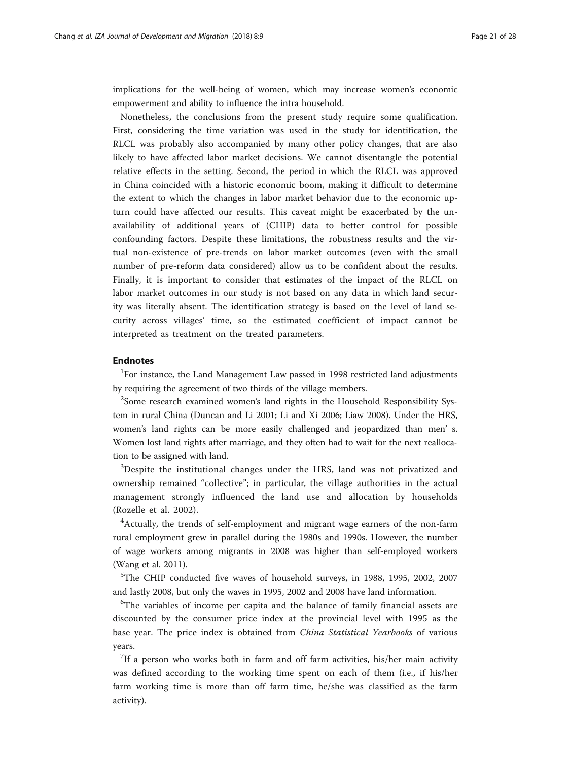implications for the well-being of women, which may increase women's economic empowerment and ability to influence the intra household.

Nonetheless, the conclusions from the present study require some qualification. First, considering the time variation was used in the study for identification, the RLCL was probably also accompanied by many other policy changes, that are also likely to have affected labor market decisions. We cannot disentangle the potential relative effects in the setting. Second, the period in which the RLCL was approved in China coincided with a historic economic boom, making it difficult to determine the extent to which the changes in labor market behavior due to the economic upturn could have affected our results. This caveat might be exacerbated by the unavailability of additional years of (CHIP) data to better control for possible confounding factors. Despite these limitations, the robustness results and the virtual non-existence of pre-trends on labor market outcomes (even with the small number of pre-reform data considered) allow us to be confident about the results. Finally, it is important to consider that estimates of the impact of the RLCL on labor market outcomes in our study is not based on any data in which land security was literally absent. The identification strategy is based on the level of land security across villages' time, so the estimated coefficient of impact cannot be interpreted as treatment on the treated parameters.

## Endnotes

[1]For instance, the Land Management Law passed in 1998 restricted land adjustments by requiring the agreement of two thirds of the village members.

[2]Some research examined women's land rights in the Household Responsibility System in rural China (Duncan and Li 2001; Li and Xi 2006; Liaw 2008). Under the HRS, women's land rights can be more easily challenged and jeopardized than men' s. Women lost land rights after marriage, and they often had to wait for the next reallocation to be assigned with land.

[3]Despite the institutional changes under the HRS, land was not privatized and ownership remained "collective"; in particular, the village authorities in the actual management strongly influenced the land use and allocation by households (Rozelle et al. 2002).

[4]Actually, the trends of self-employment and migrant wage earners of the non-farm rural employment grew in parallel during the 1980s and 1990s. However, the number of wage workers among migrants in 2008 was higher than self-employed workers (Wang et al. 2011).

[5]The CHIP conducted five waves of household surveys, in 1988, 1995, 2002, 2007 and lastly 2008, but only the waves in 1995, 2002 and 2008 have land information.

[6]The variables of income per capita and the balance of family financial assets are discounted by the consumer price index at the provincial level with 1995 as the base year. The price index is obtained from *China Statistical Yearbooks* of various years.

[7]If a person who works both in farm and off farm activities, his/her main activity was defined according to the working time spent on each of them (i.e., if his/her farm working time is more than off farm time, he/she was classified as the farm activity).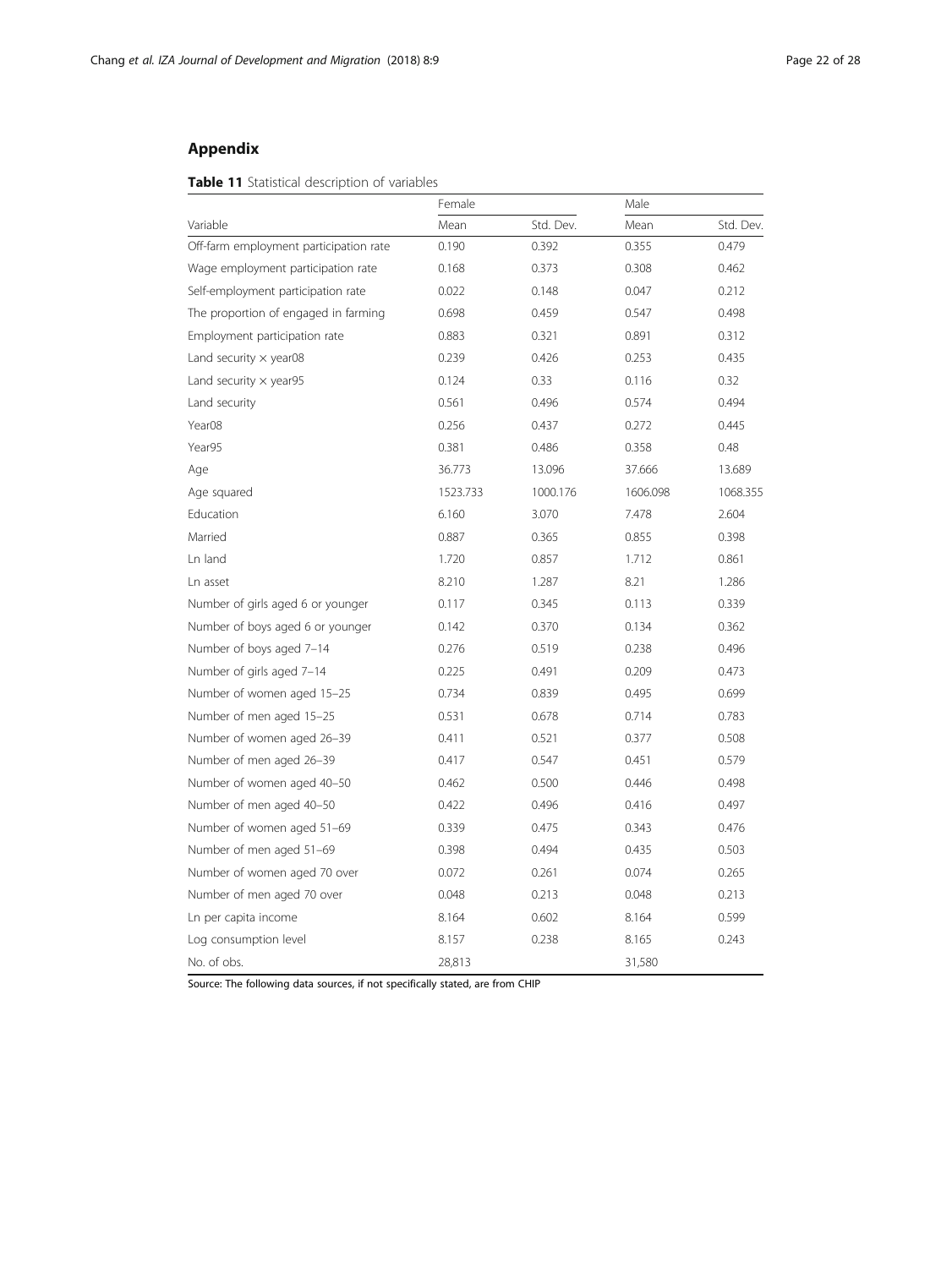## Appendix

**Table 11** Statistical description of variables

| Variable | Female | | Male | |
|---|---|---|---|---|
| | Mean | Std. Dev. | Mean | Std. Dev. |
| Off-farm employment participation rate | 0.190 | 0.392 | 0.355 | 0.479 |
| Wage employment participation rate | 0.168 | 0.373 | 0.308 | 0.462 |
| Self-employment participation rate | 0.022 | 0.148 | 0.047 | 0.212 |
| The proportion of engaged in farming | 0.698 | 0.459 | 0.547 | 0.498 |
| Employment participation rate | 0.883 | 0.321 | 0.891 | 0.312 |
| Land security × year08 | 0.239 | 0.426 | 0.253 | 0.435 |
| Land security × year95 | 0.124 | 0.33 | 0.116 | 0.32 |
| Land security | 0.561 | 0.496 | 0.574 | 0.494 |
| Year08 | 0.256 | 0.437 | 0.272 | 0.445 |
| Year95 | 0.381 | 0.486 | 0.358 | 0.48 |
| Age | 36.773 | 13.096 | 37.666 | 13.689 |
| Age squared | 1523.733 | 1000.176 | 1606.098 | 1068.355 |
| Education | 6.160 | 3.070 | 7.478 | 2.604 |
| Married | 0.887 | 0.365 | 0.855 | 0.398 |
| Ln land | 1.720 | 0.857 | 1.712 | 0.861 |
| Ln asset | 8.210 | 1.287 | 8.21 | 1.286 |
| Number of girls aged 6 or younger | 0.117 | 0.345 | 0.113 | 0.339 |
| Number of boys aged 6 or younger | 0.142 | 0.370 | 0.134 | 0.362 |
| Number of boys aged 7–14 | 0.276 | 0.519 | 0.238 | 0.496 |
| Number of girls aged 7–14 | 0.225 | 0.491 | 0.209 | 0.473 |
| Number of women aged 15–25 | 0.734 | 0.839 | 0.495 | 0.699 |
| Number of men aged 15–25 | 0.531 | 0.678 | 0.714 | 0.783 |
| Number of women aged 26–39 | 0.411 | 0.521 | 0.377 | 0.508 |
| Number of men aged 26–39 | 0.417 | 0.547 | 0.451 | 0.579 |
| Number of women aged 40–50 | 0.462 | 0.500 | 0.446 | 0.498 |
| Number of men aged 40–50 | 0.422 | 0.496 | 0.416 | 0.497 |
| Number of women aged 51–69 | 0.339 | 0.475 | 0.343 | 0.476 |
| Number of men aged 51–69 | 0.398 | 0.494 | 0.435 | 0.503 |
| Number of women aged 70 over | 0.072 | 0.261 | 0.074 | 0.265 |
| Number of men aged 70 over | 0.048 | 0.213 | 0.048 | 0.213 |
| Ln per capita income | 8.164 | 0.602 | 8.164 | 0.599 |
| Log consumption level | 8.157 | 0.238 | 8.165 | 0.243 |
| No. of obs. | 28,813 | | 31,580 | |

Source: The following data sources, if not specifically stated, are from CHIP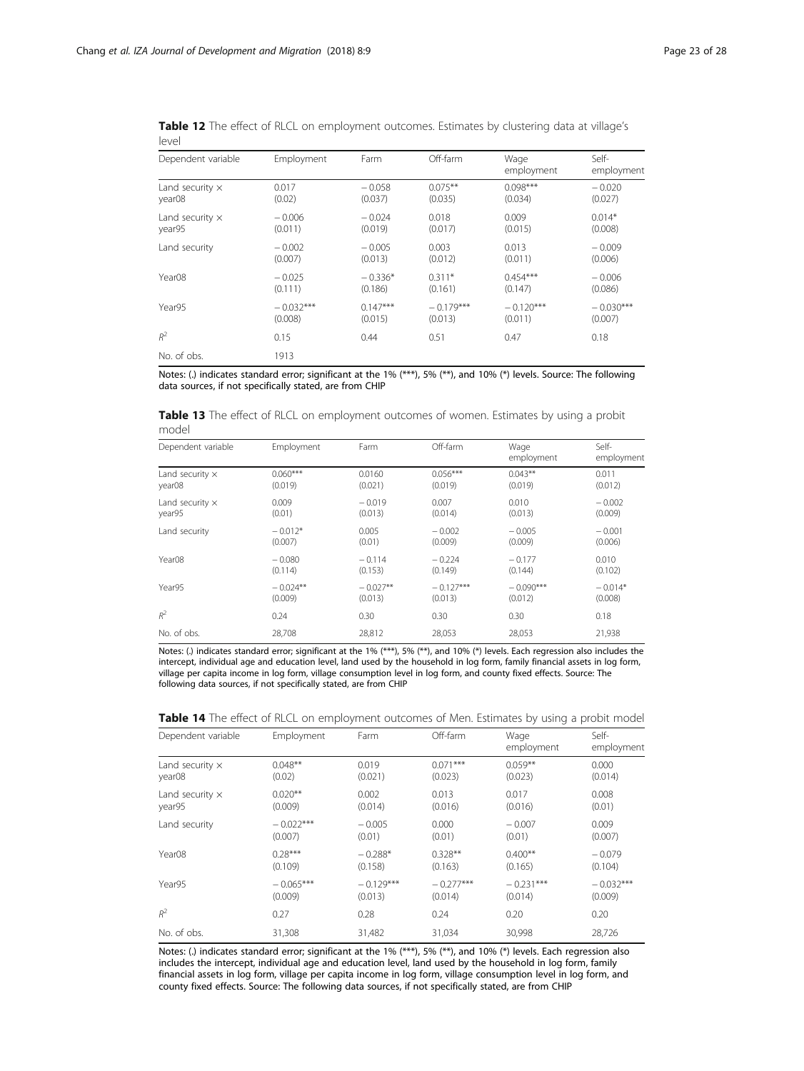**Table 12** The effect of RLCL on employment outcomes. Estimates by clustering data at village's level

| Dependent variable | Employment | Farm | Off-farm | Wage employment | Self-employment |
|---|---|---|---|---|---|
| Land security × year08 | 0.017 (0.02) | − 0.058 (0.037) | 0.075** (0.035) | 0.098*** (0.034) | − 0.020 (0.027) |
| Land security × year95 | − 0.006 (0.011) | − 0.024 (0.019) | 0.018 (0.017) | 0.009 (0.015) | 0.014* (0.008) |
| Land security | − 0.002 (0.007) | − 0.005 (0.013) | 0.003 (0.012) | 0.013 (0.011) | − 0.009 (0.006) |
| Year08 | − 0.025 (0.111) | − 0.336* (0.186) | 0.311* (0.161) | 0.454*** (0.147) | − 0.006 (0.086) |
| Year95 | − 0.032*** (0.008) | 0.147*** (0.015) | − 0.179*** (0.013) | − 0.120*** (0.011) | − 0.030*** (0.007) |
| $R^2$ | 0.15 | 0.44 | 0.51 | 0.47 | 0.18 |
| No. of obs. | 1913 | | | | |

Notes: (.) indicates standard error; significant at the 1% (***), 5% (**), and 10% (*) levels. Source: The following data sources, if not specifically stated, are from CHIP

**Table 13** The effect of RLCL on employment outcomes of women. Estimates by using a probit model

| Dependent variable | Employment | Farm | Off-farm | Wage employment | Self-employment |
|---|---|---|---|---|---|
| Land security × year08 | 0.060*** (0.019) | 0.0160 (0.021) | 0.056*** (0.019) | 0.043** (0.019) | 0.011 (0.012) |
| Land security × year95 | 0.009 (0.01) | − 0.019 (0.013) | 0.007 (0.014) | 0.010 (0.013) | − 0.002 (0.009) |
| Land security | − 0.012* (0.007) | 0.005 (0.01) | − 0.002 (0.009) | − 0.005 (0.009) | − 0.001 (0.006) |
| Year08 | − 0.080 (0.114) | − 0.114 (0.153) | − 0.224 (0.149) | − 0.177 (0.144) | 0.010 (0.102) |
| Year95 | − 0.024** (0.009) | − 0.027** (0.013) | − 0.127*** (0.013) | − 0.090*** (0.012) | − 0.014* (0.008) |
| $R^2$ | 0.24 | 0.30 | 0.30 | 0.30 | 0.18 |
| No. of obs. | 28,708 | 28,812 | 28,053 | 28,053 | 21,938 |

Notes: (.) indicates standard error; significant at the 1% (***), 5% (**), and 10% (*) levels. Each regression also includes the intercept, individual age and education level, land used by the household in log form, family financial assets in log form, village per capita income in log form, village consumption level in log form, and county fixed effects. Source: The following data sources, if not specifically stated, are from CHIP

**Table 14** The effect of RLCL on employment outcomes of Men. Estimates by using a probit model

| Dependent variable | Employment | Farm | Off-farm | Wage employment | Self-employment |
|---|---|---|---|---|---|
| Land security × year08 | 0.048** (0.02) | 0.019 (0.021) | 0.071*** (0.023) | 0.059** (0.023) | 0.000 (0.014) |
| Land security × year95 | 0.020** (0.009) | 0.002 (0.014) | 0.013 (0.016) | 0.017 (0.016) | 0.008 (0.01) |
| Land security | − 0.022*** (0.007) | − 0.005 (0.01) | 0.000 (0.01) | − 0.007 (0.01) | 0.009 (0.007) |
| Year08 | 0.28*** (0.109) | − 0.288* (0.158) | 0.328** (0.163) | 0.400** (0.165) | − 0.079 (0.104) |
| Year95 | − 0.065*** (0.009) | − 0.129*** (0.013) | − 0.277*** (0.014) | − 0.231*** (0.014) | − 0.032*** (0.009) |
| $R^2$ | 0.27 | 0.28 | 0.24 | 0.20 | 0.20 |
| No. of obs. | 31,308 | 31,482 | 31,034 | 30,998 | 28,726 |

Notes: (.) indicates standard error; significant at the 1% (***), 5% (**), and 10% (*) levels. Each regression also includes the intercept, individual age and education level, land used by the household in log form, family financial assets in log form, village per capita income in log form, village consumption level in log form, and county fixed effects. Source: The following data sources, if not specifically stated, are from CHIP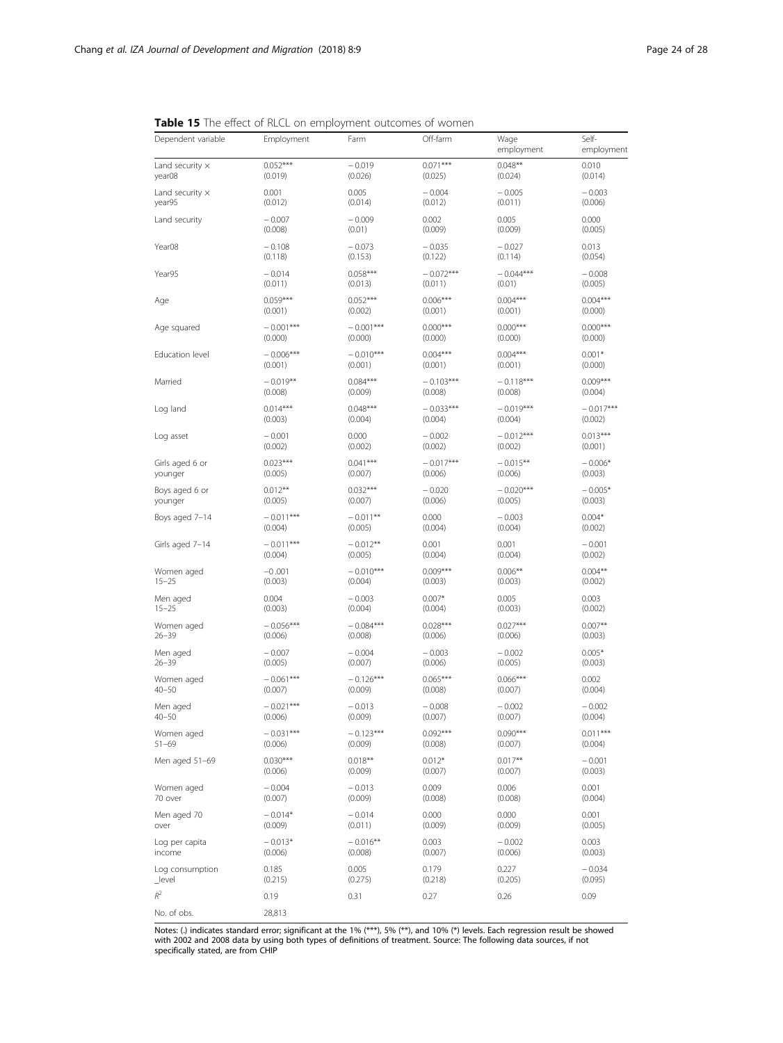**Table 15** The effect of RLCL on employment outcomes of women

| Dependent variable | Employment | Farm | Off-farm | Wage employment | Self-employment |
|---|---|---|---|---|---|
| Land security × year08 | 0.052*** | − 0.019 | 0.071*** | 0.048** | 0.010 |
| | (0.019) | (0.026) | (0.025) | (0.024) | (0.014) |
| Land security × year95 | 0.001 | 0.005 | − 0.004 | − 0.005 | − 0.003 |
| | (0.012) | (0.014) | (0.012) | (0.011) | (0.006) |
| Land security | − 0.007 | − 0.009 | 0.002 | 0.005 | 0.000 |
| | (0.008) | (0.01) | (0.009) | (0.009) | (0.005) |
| Year08 | − 0.108 | − 0.073 | − 0.035 | − 0.027 | 0.013 |
| | (0.118) | (0.153) | (0.122) | (0.114) | (0.054) |
| Year95 | − 0.014 | 0.058*** | − 0.072*** | − 0.044*** | − 0.008 |
| | (0.011) | (0.013) | (0.011) | (0.01) | (0.005) |
| Age | 0.059*** | 0.052*** | 0.006*** | 0.004*** | 0.004*** |
| | (0.001) | (0.002) | (0.001) | (0.001) | (0.000) |
| Age squared | − 0.001*** | − 0.001*** | 0.000*** | 0.000*** | 0.000*** |
| | (0.000) | (0.000) | (0.000) | (0.000) | (0.000) |
| Education level | − 0.006*** | − 0.010*** | 0.004*** | 0.004*** | 0.001* |
| | (0.001) | (0.001) | (0.001) | (0.001) | (0.000) |
| Married | − 0.019** | 0.084*** | − 0.103*** | − 0.118*** | 0.009*** |
| | (0.008) | (0.009) | (0.008) | (0.008) | (0.004) |
| Log land | 0.014*** | 0.048*** | − 0.033*** | − 0.019*** | − 0.017*** |
| | (0.003) | (0.004) | (0.004) | (0.004) | (0.002) |
| Log asset | − 0.001 | 0.000 | − 0.002 | − 0.012*** | 0.013*** |
| | (0.002) | (0.002) | (0.002) | (0.002) | (0.001) |
| Girls aged 6 or younger | 0.023*** | 0.041*** | − 0.017*** | − 0.015** | − 0.006* |
| | (0.005) | (0.007) | (0.006) | (0.006) | (0.003) |
| Boys aged 6 or younger | 0.012** | 0.032*** | − 0.020 | − 0.020*** | − 0.005* |
| | (0.005) | (0.007) | (0.006) | (0.005) | (0.003) |
| Boys aged 7–14 | − 0.011*** | − 0.011** | 0.000 | − 0.003 | 0.004* |
| | (0.004) | (0.005) | (0.004) | (0.004) | (0.002) |
| Girls aged 7–14 | − 0.011*** | − 0.012** | 0.001 | 0.001 | − 0.001 |
| | (0.004) | (0.005) | (0.004) | (0.004) | (0.002) |
| Women aged 15–25 | −0 .001 | − 0.010*** | 0.009*** | 0.006** | 0.004** |
| | (0.003) | (0.004) | (0.003) | (0.003) | (0.002) |
| Men aged 15–25 | 0.004 | − 0.003 | 0.007* | 0.005 | 0.003 |
| | (0.003) | (0.004) | (0.004) | (0.003) | (0.002) |
| Women aged 26–39 | − 0.056*** | − 0.084*** | 0.028*** | 0.027*** | 0.007** |
| | (0.006) | (0.008) | (0.006) | (0.006) | (0.003) |
| Men aged 26–39 | − 0.007 | − 0.004 | − 0.003 | − 0.002 | 0.005* |
| | (0.005) | (0.007) | (0.006) | (0.005) | (0.003) |
| Women aged 40–50 | − 0.061*** | − 0.126*** | 0.065*** | 0.066*** | 0.002 |
| | (0.007) | (0.009) | (0.008) | (0.007) | (0.004) |
| Men aged 40–50 | − 0.021*** | − 0.013 | − 0.008 | − 0.002 | − 0.002 |
| | (0.006) | (0.009) | (0.007) | (0.007) | (0.004) |
| Women aged 51–69 | − 0.031*** | − 0.123*** | 0.092*** | 0.090*** | 0.011*** |
| | (0.006) | (0.009) | (0.008) | (0.007) | (0.004) |
| Men aged 51–69 | 0.030*** | 0.018** | 0.012* | 0.017** | − 0.001 |
| | (0.006) | (0.009) | (0.007) | (0.007) | (0.003) |
| Women aged 70 over | − 0.004 | − 0.013 | 0.009 | 0.006 | 0.001 |
| | (0.007) | (0.009) | (0.008) | (0.008) | (0.004) |
| Men aged 70 over | − 0.014* | − 0.014 | 0.000 | 0.000 | 0.001 |
| | (0.009) | (0.011) | (0.009) | (0.009) | (0.005) |
| Log per capita income | − 0.013* | − 0.016** | 0.003 | − 0.002 | 0.003 |
| | (0.006) | (0.008) | (0.007) | (0.006) | (0.003) |
| Log consumption _level | 0.185 | 0.005 | 0.179 | 0.227 | − 0.034 |
| | (0.215) | (0.275) | (0.218) | (0.205) | (0.095) |
| $R^2$ | 0.19 | 0.31 | 0.27 | 0.26 | 0.09 |
| No. of obs. | 28,813 | | | | |

Notes: (.) indicates standard error; significant at the 1% (***), 5% (**), and 10% (*) levels. Each regression result be showed with 2002 and 2008 data by using both types of definitions of treatment. Source: The following data sources, if not specifically stated, are from CHIP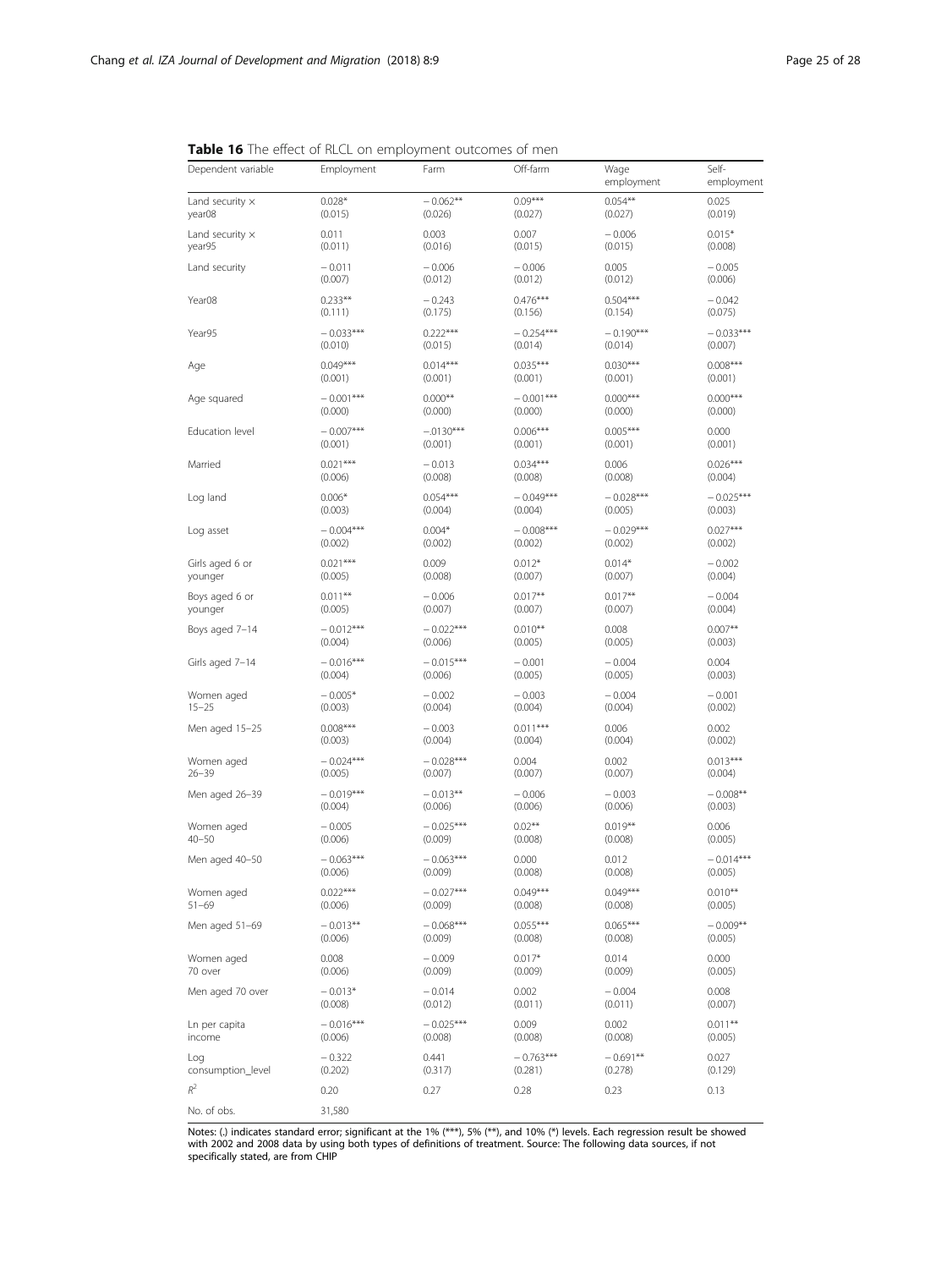**Table 16** The effect of RLCL on employment outcomes of men

| Dependent variable | Employment | Farm | Off-farm | Wage employment | Self-employment |
|---|---|---|---|---|---|
| Land security × year08 | 0.028* | − 0.062** | 0.09*** | 0.054** | 0.025 |
| | (0.015) | (0.026) | (0.027) | (0.027) | (0.019) |
| Land security × year95 | 0.011 | 0.003 | 0.007 | − 0.006 | 0.015* |
| | (0.011) | (0.016) | (0.015) | (0.015) | (0.008) |
| Land security | − 0.011 | − 0.006 | − 0.006 | 0.005 | − 0.005 |
| | (0.007) | (0.012) | (0.012) | (0.012) | (0.006) |
| Year08 | 0.233** | − 0.243 | 0.476*** | 0.504*** | − 0.042 |
| | (0.111) | (0.175) | (0.156) | (0.154) | (0.075) |
| Year95 | − 0.033*** | 0.222*** | − 0.254*** | − 0.190*** | − 0.033*** |
| | (0.010) | (0.015) | (0.014) | (0.014) | (0.007) |
| Age | 0.049*** | 0.014*** | 0.035*** | 0.030*** | 0.008*** |
| | (0.001) | (0.001) | (0.001) | (0.001) | (0.001) |
| Age squared | − 0.001*** | 0.000** | − 0.001*** | 0.000*** | 0.000*** |
| | (0.000) | (0.000) | (0.000) | (0.000) | (0.000) |
| Education level | − 0.007*** | −.0130*** | 0.006*** | 0.005*** | 0.000 |
| | (0.001) | (0.001) | (0.001) | (0.001) | (0.001) |
| Married | 0.021*** | − 0.013 | 0.034*** | 0.006 | 0.026*** |
| | (0.006) | (0.008) | (0.008) | (0.008) | (0.004) |
| Log land | 0.006* | 0.054*** | − 0.049*** | − 0.028*** | − 0.025*** |
| | (0.003) | (0.004) | (0.004) | (0.005) | (0.003) |
| Log asset | − 0.004*** | 0.004* | − 0.008*** | − 0.029*** | 0.027*** |
| | (0.002) | (0.002) | (0.002) | (0.002) | (0.002) |
| Girls aged 6 or younger | 0.021*** | 0.009 | 0.012* | 0.014* | − 0.002 |
| | (0.005) | (0.008) | (0.007) | (0.007) | (0.004) |
| Boys aged 6 or younger | 0.011** | − 0.006 | 0.017** | 0.017** | − 0.004 |
| | (0.005) | (0.007) | (0.007) | (0.007) | (0.004) |
| Boys aged 7–14 | − 0.012*** | − 0.022*** | 0.010** | 0.008 | 0.007** |
| | (0.004) | (0.006) | (0.005) | (0.005) | (0.003) |
| Girls aged 7–14 | − 0.016*** | − 0.015*** | − 0.001 | − 0.004 | 0.004 |
| | (0.004) | (0.006) | (0.005) | (0.005) | (0.003) |
| Women aged 15–25 | − 0.005* | − 0.002 | − 0.003 | − 0.004 | − 0.001 |
| | (0.003) | (0.004) | (0.004) | (0.004) | (0.002) |
| Men aged 15–25 | 0.008*** | − 0.003 | 0.011*** | 0.006 | 0.002 |
| | (0.003) | (0.004) | (0.004) | (0.004) | (0.002) |
| Women aged 26–39 | − 0.024*** | − 0.028*** | 0.004 | 0.002 | 0.013*** |
| | (0.005) | (0.007) | (0.007) | (0.007) | (0.004) |
| Men aged 26–39 | − 0.019*** | − 0.013** | − 0.006 | − 0.003 | − 0.008** |
| | (0.004) | (0.006) | (0.006) | (0.006) | (0.003) |
| Women aged 40–50 | − 0.005 | − 0.025*** | 0.02** | 0.019** | 0.006 |
| | (0.006) | (0.009) | (0.008) | (0.008) | (0.005) |
| Men aged 40–50 | − 0.063*** | − 0.063*** | 0.000 | 0.012 | − 0.014*** |
| | (0.006) | (0.009) | (0.008) | (0.008) | (0.005) |
| Women aged 51–69 | 0.022*** | − 0.027*** | 0.049*** | 0.049*** | 0.010** |
| | (0.006) | (0.009) | (0.008) | (0.008) | (0.005) |
| Men aged 51–69 | − 0.013** | − 0.068*** | 0.055*** | 0.065*** | − 0.009** |
| | (0.006) | (0.009) | (0.008) | (0.008) | (0.005) |
| Women aged 70 over | 0.008 | − 0.009 | 0.017* | 0.014 | 0.000 |
| | (0.006) | (0.009) | (0.009) | (0.009) | (0.005) |
| Men aged 70 over | − 0.013* | − 0.014 | 0.002 | − 0.004 | 0.008 |
| | (0.008) | (0.012) | (0.011) | (0.011) | (0.007) |
| Ln per capita income | − 0.016*** | − 0.025*** | 0.009 | 0.002 | 0.011** |
| | (0.006) | (0.008) | (0.008) | (0.008) | (0.005) |
| Log consumption_level | − 0.322 | 0.441 | − 0.763*** | − 0.691** | 0.027 |
| | (0.202) | (0.317) | (0.281) | (0.278) | (0.129) |
| $R^2$ | 0.20 | 0.27 | 0.28 | 0.23 | 0.13 |
| No. of obs. | 31,580 | | | | |

Notes: (.) indicates standard error; significant at the 1% (***), 5% (**), and 10% (*) levels. Each regression result be showed with 2002 and 2008 data by using both types of definitions of treatment. Source: The following data sources, if not specifically stated, are from CHIP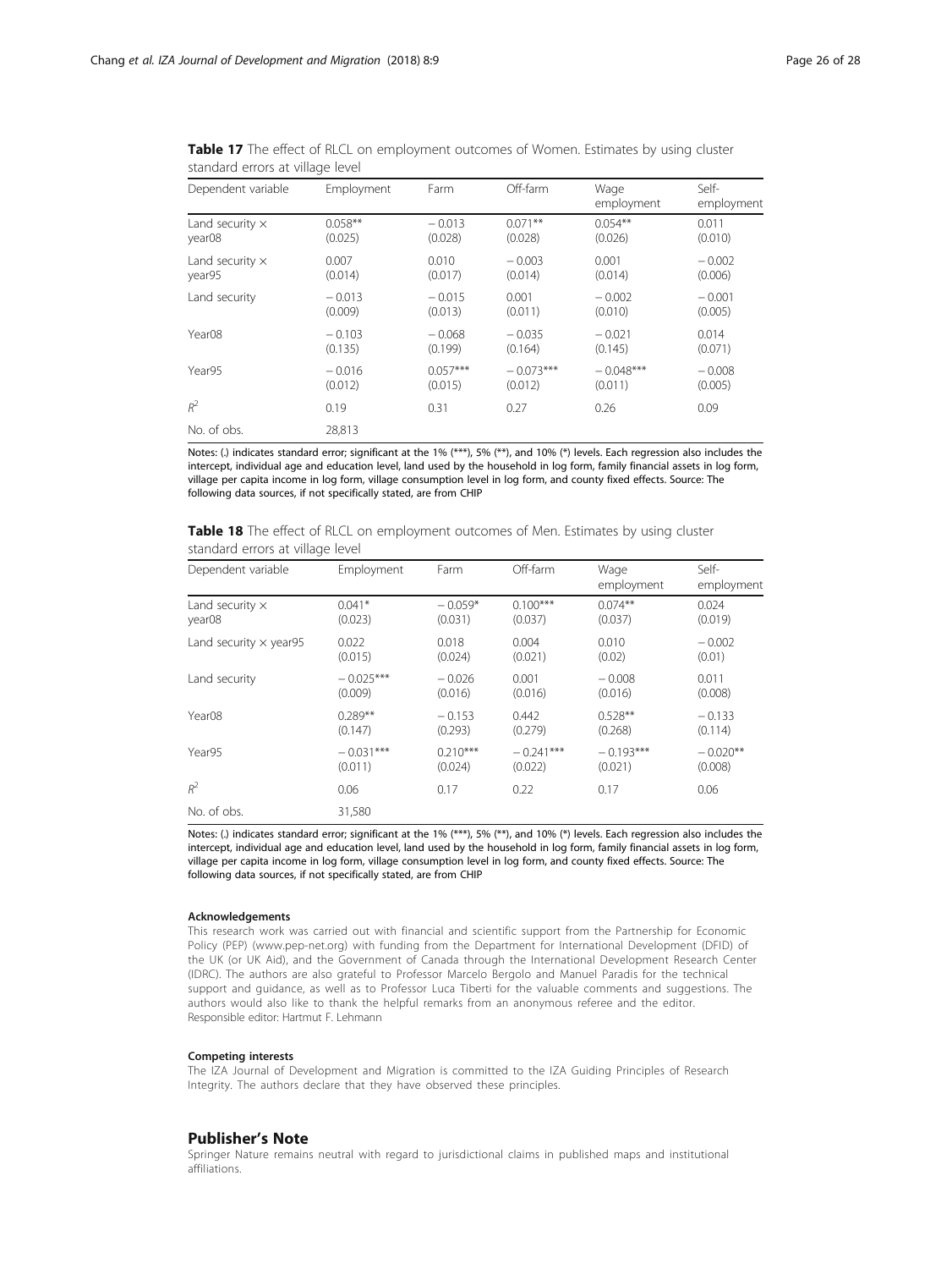**Table 17** The effect of RLCL on employment outcomes of Women. Estimates by using cluster standard errors at village level

| Dependent variable | Employment | Farm | Off-farm | Wage employment | Self-employment |
|---|---|---|---|---|---|
| Land security × year08 | 0.058**<br>(0.025) | − 0.013<br>(0.028) | 0.071**<br>(0.028) | 0.054**<br>(0.026) | 0.011<br>(0.010) |
| Land security × year95 | 0.007<br>(0.014) | 0.010<br>(0.017) | − 0.003<br>(0.014) | 0.001<br>(0.014) | − 0.002<br>(0.006) |
| Land security | − 0.013<br>(0.009) | − 0.015<br>(0.013) | 0.001<br>(0.011) | − 0.002<br>(0.010) | − 0.001<br>(0.005) |
| Year08 | − 0.103<br>(0.135) | − 0.068<br>(0.199) | − 0.035<br>(0.164) | − 0.021<br>(0.145) | 0.014<br>(0.071) |
| Year95 | − 0.016<br>(0.012) | 0.057***<br>(0.015) | − 0.073***<br>(0.012) | − 0.048***<br>(0.011) | − 0.008<br>(0.005) |
| $R^2$ | 0.19 | 0.31 | 0.27 | 0.26 | 0.09 |
| No. of obs. | 28,813 | | | | |

Notes: (.) indicates standard error; significant at the 1% (***), 5% (**), and 10% (*) levels. Each regression also includes the intercept, individual age and education level, land used by the household in log form, family financial assets in log form, village per capita income in log form, village consumption level in log form, and county fixed effects. Source: The following data sources, if not specifically stated, are from CHIP

**Table 18** The effect of RLCL on employment outcomes of Men. Estimates by using cluster standard errors at village level

| Dependent variable | Employment | Farm | Off-farm | Wage employment | Self-employment |
|---|---|---|---|---|---|
| Land security × year08 | 0.041*<br>(0.023) | − 0.059*<br>(0.031) | 0.100***<br>(0.037) | 0.074**<br>(0.037) | 0.024<br>(0.019) |
| Land security × year95 | 0.022<br>(0.015) | 0.018<br>(0.024) | 0.004<br>(0.021) | 0.010<br>(0.02) | − 0.002<br>(0.01) |
| Land security | − 0.025***<br>(0.009) | − 0.026<br>(0.016) | 0.001<br>(0.016) | − 0.008<br>(0.016) | 0.011<br>(0.008) |
| Year08 | 0.289**<br>(0.147) | − 0.153<br>(0.293) | 0.442<br>(0.279) | 0.528**<br>(0.268) | − 0.133<br>(0.114) |
| Year95 | − 0.031***<br>(0.011) | 0.210***<br>(0.024) | − 0.241***<br>(0.022) | − 0.193***<br>(0.021) | − 0.020**<br>(0.008) |
| $R^2$ | 0.06 | 0.17 | 0.22 | 0.17 | 0.06 |
| No. of obs. | 31,580 | | | | |

Notes: (.) indicates standard error; significant at the 1% (***), 5% (**), and 10% (*) levels. Each regression also includes the intercept, individual age and education level, land used by the household in log form, family financial assets in log form, village per capita income in log form, village consumption level in log form, and county fixed effects. Source: The following data sources, if not specifically stated, are from CHIP

#### Acknowledgements

This research work was carried out with financial and scientific support from the Partnership for Economic Policy (PEP) (www.pep-net.org) with funding from the Department for International Development (DFID) of the UK (or UK Aid), and the Government of Canada through the International Development Research Center (IDRC). The authors are also grateful to Professor Marcelo Bergolo and Manuel Paradis for the technical support and guidance, as well as to Professor Luca Tiberti for the valuable comments and suggestions. The authors would also like to thank the helpful remarks from an anonymous referee and the editor.
Responsible editor: Hartmut F. Lehmann

#### Competing interests

The IZA Journal of Development and Migration is committed to the IZA Guiding Principles of Research Integrity. The authors declare that they have observed these principles.

## Publisher's Note

Springer Nature remains neutral with regard to jurisdictional claims in published maps and institutional affiliations.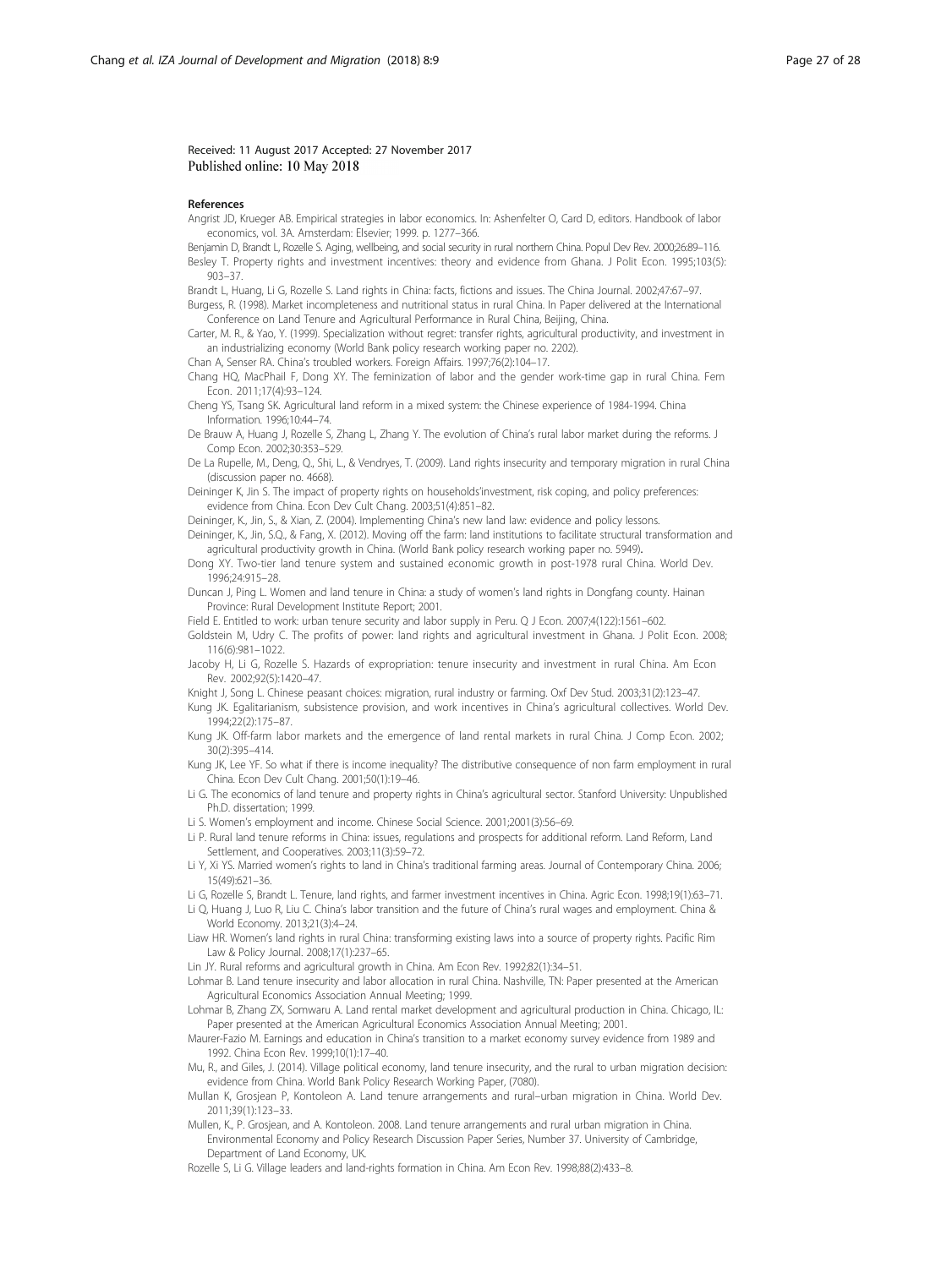Received: 11 August 2017 Accepted: 27 November 2017
Published online: 10 May 2018

### References

Angrist JD, Krueger AB. Empirical strategies in labor economics. In: Ashenfelter O, Card D, editors. Handbook of labor economics, vol. 3A. Amsterdam: Elsevier; 1999. p. 1277–366.

Benjamin D, Brandt L, Rozelle S. Aging, wellbeing, and social security in rural northern China. Popul Dev Rev. 2000;26:89–116.

Besley T. Property rights and investment incentives: theory and evidence from Ghana. J Polit Econ. 1995;103(5): 903–37.

Brandt L, Huang, Li G, Rozelle S. Land rights in China: facts, fictions and issues. The China Journal. 2002;47:67–97.

Burgess, R. (1998). Market incompleteness and nutritional status in rural China. In Paper delivered at the International Conference on Land Tenure and Agricultural Performance in Rural China, Beijing, China.

Carter, M. R., & Yao, Y. (1999). Specialization without regret: transfer rights, agricultural productivity, and investment in an industrializing economy (World Bank policy research working paper no. 2202).

Chan A, Senser RA. China's troubled workers. Foreign Affairs. 1997;76(2):104–17.

Chang HQ, MacPhail F, Dong XY. The feminization of labor and the gender work-time gap in rural China. Fem Econ. 2011;17(4):93–124.

Cheng YS, Tsang SK. Agricultural land reform in a mixed system: the Chinese experience of 1984-1994. China Information. 1996;10:44–74.

De Brauw A, Huang J, Rozelle S, Zhang L, Zhang Y. The evolution of China's rural labor market during the reforms. J Comp Econ. 2002;30:353–529.

De La Rupelle, M., Deng, Q., Shi, L., & Vendryes, T. (2009). Land rights insecurity and temporary migration in rural China (discussion paper no. 4668).

Deininger K, Jin S. The impact of property rights on households'investment, risk coping, and policy preferences: evidence from China. Econ Dev Cult Chang. 2003;51(4):851–82.

Deininger, K., Jin, S., & Xian, Z. (2004). Implementing China's new land law: evidence and policy lessons.

Deininger, K., Jin, S.Q., & Fang, X. (2012). Moving off the farm: land institutions to facilitate structural transformation and agricultural productivity growth in China. (World Bank policy research working paper no. 5949).

Dong XY. Two-tier land tenure system and sustained economic growth in post-1978 rural China. World Dev. 1996;24:915–28.

Duncan J, Ping L. Women and land tenure in China: a study of women's land rights in Dongfang county. Hainan Province: Rural Development Institute Report; 2001.

Field E. Entitled to work: urban tenure security and labor supply in Peru. Q J Econ. 2007;4(122):1561–602.

Goldstein M, Udry C. The profits of power: land rights and agricultural investment in Ghana. J Polit Econ. 2008; 116(6):981–1022.

Jacoby H, Li G, Rozelle S. Hazards of expropriation: tenure insecurity and investment in rural China. Am Econ Rev. 2002;92(5):1420–47.

Knight J, Song L. Chinese peasant choices: migration, rural industry or farming. Oxf Dev Stud. 2003;31(2):123–47.

Kung JK. Egalitarianism, subsistence provision, and work incentives in China's agricultural collectives. World Dev. 1994;22(2):175–87.

Kung JK. Off-farm labor markets and the emergence of land rental markets in rural China. J Comp Econ. 2002; 30(2):395–414.

Kung JK, Lee YF. So what if there is income inequality? The distributive consequence of non farm employment in rural China. Econ Dev Cult Chang. 2001;50(1):19–46.

Li G. The economics of land tenure and property rights in China's agricultural sector. Stanford University: Unpublished Ph.D. dissertation; 1999.

Li S. Women's employment and income. Chinese Social Science. 2001;2001(3):56–69.

Li P. Rural land tenure reforms in China: issues, regulations and prospects for additional reform. Land Reform, Land Settlement, and Cooperatives. 2003;11(3):59–72.

Li Y, Xi YS. Married women's rights to land in China's traditional farming areas. Journal of Contemporary China. 2006; 15(49):621–36.

Li G, Rozelle S, Brandt L. Tenure, land rights, and farmer investment incentives in China. Agric Econ. 1998;19(1):63–71.

Li Q, Huang J, Luo R, Liu C. China's labor transition and the future of China's rural wages and employment. China & World Economy. 2013;21(3):4–24.

Liaw HR. Women's land rights in rural China: transforming existing laws into a source of property rights. Pacific Rim Law & Policy Journal. 2008;17(1):237–65.

Lin JY. Rural reforms and agricultural growth in China. Am Econ Rev. 1992;82(1):34–51.

Lohmar B. Land tenure insecurity and labor allocation in rural China. Nashville, TN: Paper presented at the American Agricultural Economics Association Annual Meeting; 1999.

Lohmar B, Zhang ZX, Somwaru A. Land rental market development and agricultural production in China. Chicago, IL: Paper presented at the American Agricultural Economics Association Annual Meeting; 2001.

Maurer-Fazio M. Earnings and education in China's transition to a market economy survey evidence from 1989 and 1992. China Econ Rev. 1999;10(1):17–40.

Mu, R., and Giles, J. (2014). Village political economy, land tenure insecurity, and the rural to urban migration decision: evidence from China. World Bank Policy Research Working Paper, (7080).

Mullan K, Grosjean P, Kontoleon A. Land tenure arrangements and rural–urban migration in China. World Dev. 2011;39(1):123–33.

Mullen, K., P. Grosjean, and A. Kontoleon. 2008. Land tenure arrangements and rural urban migration in China. Environmental Economy and Policy Research Discussion Paper Series, Number 37. University of Cambridge, Department of Land Economy, UK.

Rozelle S, Li G. Village leaders and land-rights formation in China. Am Econ Rev. 1998;88(2):433–8.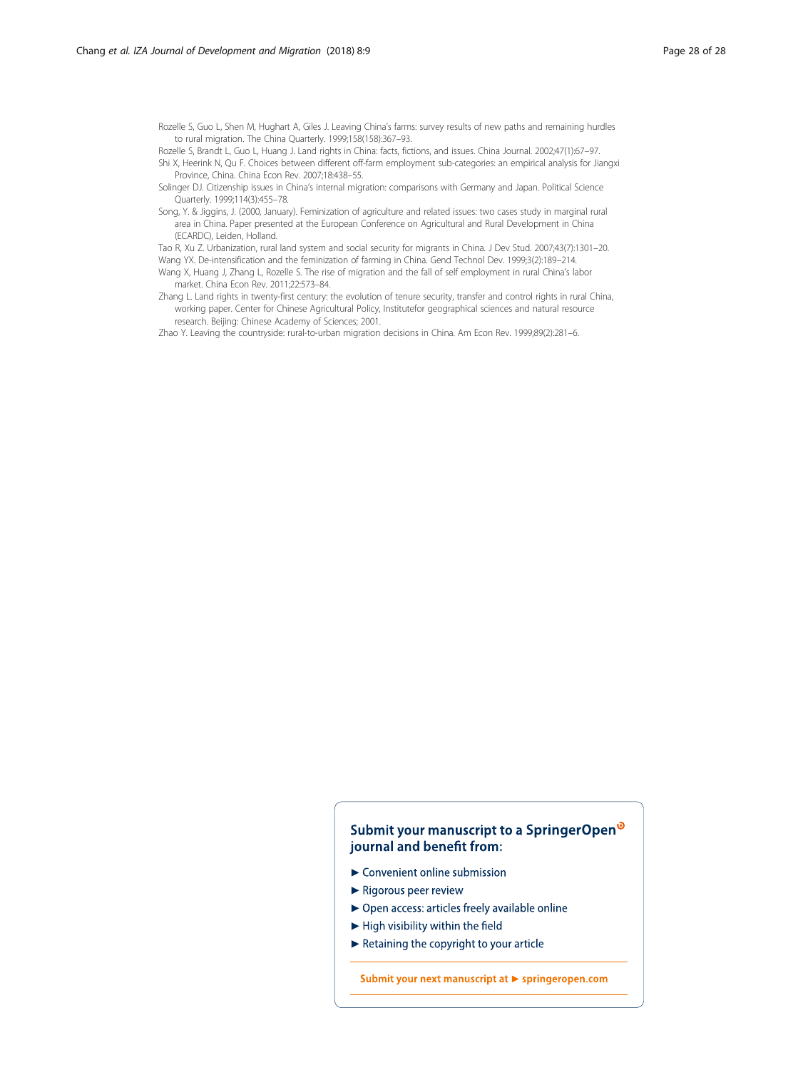Rozelle S, Guo L, Shen M, Hughart A, Giles J. Leaving China's farms: survey results of new paths and remaining hurdles to rural migration. The China Quarterly. 1999;158(158):367–93.

Rozelle S, Brandt L, Guo L, Huang J. Land rights in China: facts, fictions, and issues. China Journal. 2002;47(1):67–97.

Shi X, Heerink N, Qu F. Choices between different off-farm employment sub-categories: an empirical analysis for Jiangxi Province, China. China Econ Rev. 2007;18:438–55.

Solinger DJ. Citizenship issues in China's internal migration: comparisons with Germany and Japan. Political Science Quarterly. 1999;114(3):455–78.

Song, Y. & Jiggins, J. (2000, January). Feminization of agriculture and related issues: two cases study in marginal rural area in China. Paper presented at the European Conference on Agricultural and Rural Development in China (ECARDC), Leiden, Holland.

Tao R, Xu Z. Urbanization, rural land system and social security for migrants in China. J Dev Stud. 2007;43(7):1301–20.

Wang YX. De-intensification and the feminization of farming in China. Gend Technol Dev. 1999;3(2):189–214.

Wang X, Huang J, Zhang L, Rozelle S. The rise of migration and the fall of self employment in rural China's labor market. China Econ Rev. 2011;22:573–84.

Zhang L. Land rights in twenty-first century: the evolution of tenure security, transfer and control rights in rural China, working paper. Center for Chinese Agricultural Policy, Institutefor geographical sciences and natural resource research. Beijing: Chinese Academy of Sciences; 2001.

Zhao Y. Leaving the countryside: rural-to-urban migration decisions in China. Am Econ Rev. 1999;89(2):281–6.

**Submit your manuscript to a SpringerOpen journal and benefit from:**

- ► Convenient online submission
- ► Rigorous peer review
- ► Open access: articles freely available online
- ► High visibility within the field
- ► Retaining the copyright to your article

**Submit your next manuscript at ► springeropen.com**